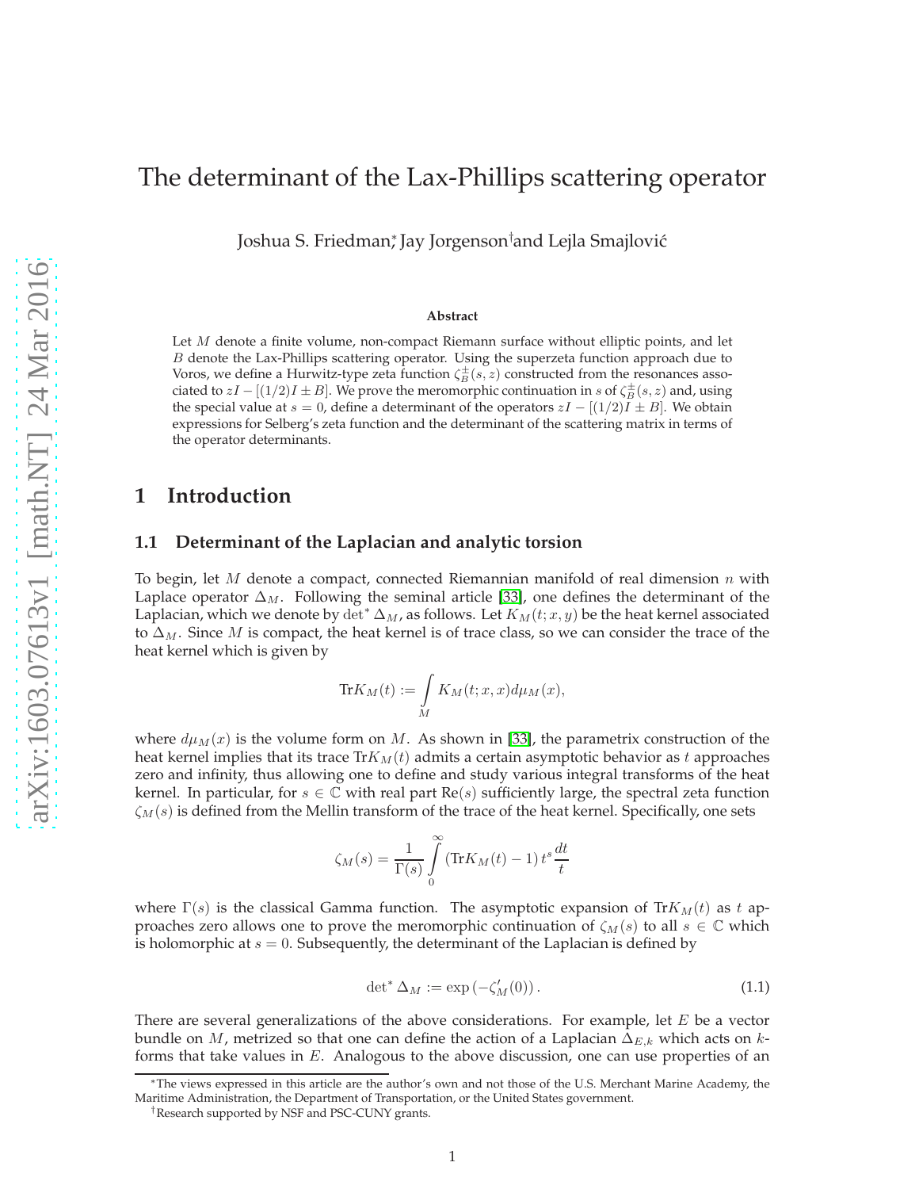# The determinant of the Lax-Phillips scattering operator

Joshua S. Friedman[*], Jay Jorgenson[†] and Lejla Smajlović

### Abstract

Let $M$ denote a finite volume, non-compact Riemann surface without elliptic points, and let $B$ denote the Lax-Phillips scattering operator. Using the superzeta function approach due to Voros, we define a Hurwitz-type zeta function $\zeta_B^{\pm}(s,z)$ constructed from the resonances associated to $zI - [(1/2)I \pm B]$. We prove the meromorphic continuation in $s$ of $\zeta_B^{\pm}(s,z)$ and, using the special value at $s=0$, define a determinant of the operators $zI - [(1/2)I \pm B]$. We obtain expressions for Selberg's zeta function and the determinant of the scattering matrix in terms of the operator determinants.

## 1 Introduction

### 1.1 Determinant of the Laplacian and analytic torsion

To begin, let $M$ denote a compact, connected Riemannian manifold of real dimension $n$ with Laplace operator $\Delta_M$. Following the seminal article [33], one defines the determinant of the Laplacian, which we denote by $\det^* \Delta_M$, as follows. Let $K_M(t; x, y)$ be the heat kernel associated to $\Delta_M$. Since $M$ is compact, the heat kernel is of trace class, so we can consider the trace of the heat kernel which is given by

$$\mathrm{Tr} K_M(t) := \int\limits_M K_M(t; x, x) d\mu_M(x),$$

where $d\mu_M(x)$ is the volume form on $M$. As shown in [33], the parametrix construction of the heat kernel implies that its trace $\mathrm{Tr}K_M(t)$ admits a certain asymptotic behavior as $t$ approaches zero and infinity, thus allowing one to define and study various integral transforms of the heat kernel. In particular, for $s \in \mathbb{C}$ with real part $\mathrm{Re}(s)$ sufficiently large, the spectral zeta function $\zeta_M(s)$ is defined from the Mellin transform of the trace of the heat kernel. Specifically, one sets

$$\zeta_M(s) = \frac{1}{\Gamma(s)} \int\limits_0^\infty (\mathrm{Tr} K_M(t) - 1)\, t^s \frac{dt}{t}$$

where $\Gamma(s)$ is the classical Gamma function. The asymptotic expansion of $\mathrm{Tr}K_M(t)$ as $t$ approaches zero allows one to prove the meromorphic continuation of $\zeta_M(s)$ to all $s \in \mathbb{C}$ which is holomorphic at $s = 0$. Subsequently, the determinant of the Laplacian is defined by

$$\det{}^* \Delta_M := \exp\left(-\zeta_M'(0)\right). \tag{1.1}$$

There are several generalizations of the above considerations. For example, let $E$ be a vector bundle on $M$, metrized so that one can define the action of a Laplacian $\Delta_{E,k}$ which acts on $k$-forms that take values in $E$. Analogous to the above discussion, one can use properties of an

---

[*]The views expressed in this article are the author's own and not those of the U.S. Merchant Marine Academy, the Maritime Administration, the Department of Transportation, or the United States government.

[†]Research supported by NSF and PSC-CUNY grants.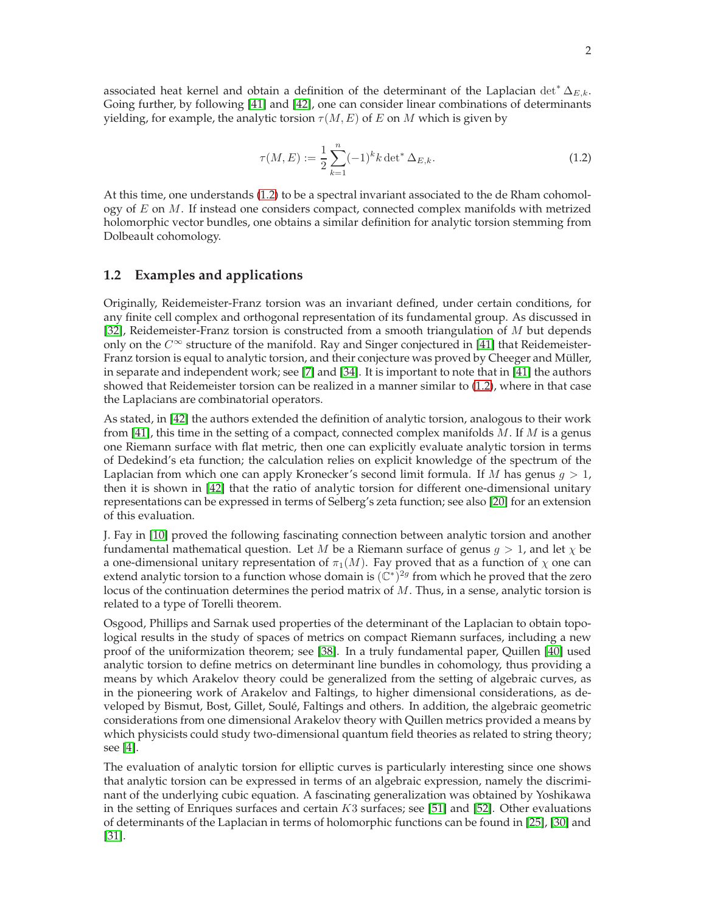associated heat kernel and obtain a definition of the determinant of the Laplacian $\det^* \Delta_{E,k}$. Going further, by following [41] and [42], one can consider linear combinations of determinants yielding, for example, the analytic torsion $\tau(M, E)$ of $E$ on $M$ which is given by

$$\tau(M, E) := \frac{1}{2} \sum_{k=1}^{n} (-1)^k k \det{}^* \Delta_{E,k}. \tag{1.2}$$

At this time, one understands (1.2) to be a spectral invariant associated to the de Rham cohomology of $E$ on $M$. If instead one considers compact, connected complex manifolds with metrized holomorphic vector bundles, one obtains a similar definition for analytic torsion stemming from Dolbeault cohomology.

## 1.2 Examples and applications

Originally, Reidemeister-Franz torsion was an invariant defined, under certain conditions, for any finite cell complex and orthogonal representation of its fundamental group. As discussed in [32], Reidemeister-Franz torsion is constructed from a smooth triangulation of $M$ but depends only on the $C^\infty$ structure of the manifold. Ray and Singer conjectured in [41] that Reidemeister-Franz torsion is equal to analytic torsion, and their conjecture was proved by Cheeger and Müller, in separate and independent work; see [7] and [34]. It is important to note that in [41] the authors showed that Reidemeister torsion can be realized in a manner similar to (1.2), where in that case the Laplacians are combinatorial operators.

As stated, in [42] the authors extended the definition of analytic torsion, analogous to their work from [41], this time in the setting of a compact, connected complex manifolds $M$. If $M$ is a genus one Riemann surface with flat metric, then one can explicitly evaluate analytic torsion in terms of Dedekind's eta function; the calculation relies on explicit knowledge of the spectrum of the Laplacian from which one can apply Kronecker's second limit formula. If $M$ has genus $g > 1$, then it is shown in [42] that the ratio of analytic torsion for different one-dimensional unitary representations can be expressed in terms of Selberg's zeta function; see also [20] for an extension of this evaluation.

J. Fay in [10] proved the following fascinating connection between analytic torsion and another fundamental mathematical question. Let $M$ be a Riemann surface of genus $g > 1$, and let $\chi$ be a one-dimensional unitary representation of $\pi_1(M)$. Fay proved that as a function of $\chi$ one can extend analytic torsion to a function whose domain is $(\mathbb{C}^*)^{2g}$ from which he proved that the zero locus of the continuation determines the period matrix of $M$. Thus, in a sense, analytic torsion is related to a type of Torelli theorem.

Osgood, Phillips and Sarnak used properties of the determinant of the Laplacian to obtain topological results in the study of spaces of metrics on compact Riemann surfaces, including a new proof of the uniformization theorem; see [38]. In a truly fundamental paper, Quillen [40] used analytic torsion to define metrics on determinant line bundles in cohomology, thus providing a means by which Arakelov theory could be generalized from the setting of algebraic curves, as in the pioneering work of Arakelov and Faltings, to higher dimensional considerations, as developed by Bismut, Bost, Gillet, Soulé, Faltings and others. In addition, the algebraic geometric considerations from one dimensional Arakelov theory with Quillen metrics provided a means by which physicists could study two-dimensional quantum field theories as related to string theory; see [4].

The evaluation of analytic torsion for elliptic curves is particularly interesting since one shows that analytic torsion can be expressed in terms of an algebraic expression, namely the discriminant of the underlying cubic equation. A fascinating generalization was obtained by Yoshikawa in the setting of Enriques surfaces and certain $K3$ surfaces; see [51] and [52]. Other evaluations of determinants of the Laplacian in terms of holomorphic functions can be found in [25], [30] and [31].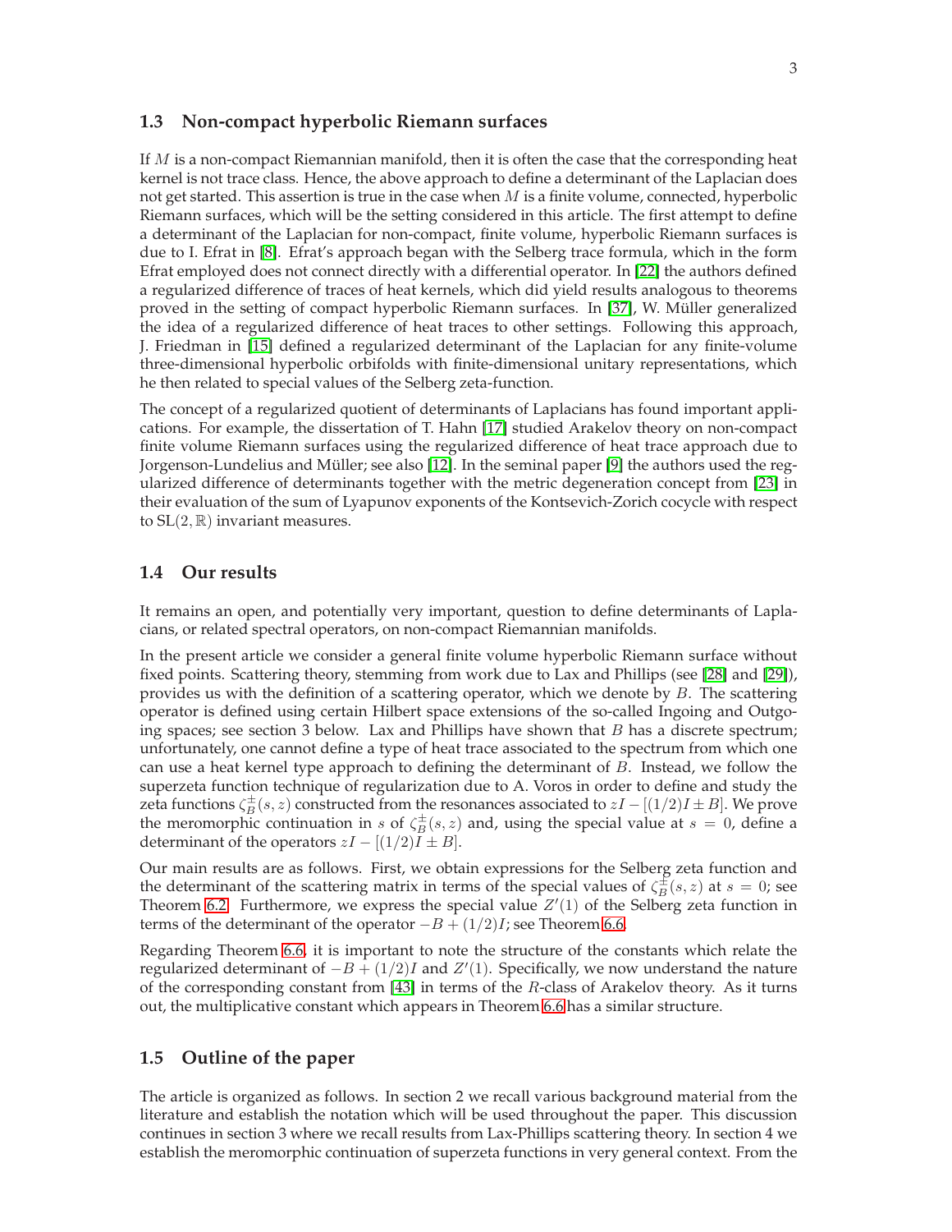### 1.3 Non-compact hyperbolic Riemann surfaces

If $M$ is a non-compact Riemannian manifold, then it is often the case that the corresponding heat kernel is not trace class. Hence, the above approach to define a determinant of the Laplacian does not get started. This assertion is true in the case when $M$ is a finite volume, connected, hyperbolic Riemann surfaces, which will be the setting considered in this article. The first attempt to define a determinant of the Laplacian for non-compact, finite volume, hyperbolic Riemann surfaces is due to I. Efrat in [8]. Efrat's approach began with the Selberg trace formula, which in the form Efrat employed does not connect directly with a differential operator. In [22] the authors defined a regularized difference of traces of heat kernels, which did yield results analogous to theorems proved in the setting of compact hyperbolic Riemann surfaces. In [37], W. Müller generalized the idea of a regularized difference of heat traces to other settings. Following this approach, J. Friedman in [15] defined a regularized determinant of the Laplacian for any finite-volume three-dimensional hyperbolic orbifolds with finite-dimensional unitary representations, which he then related to special values of the Selberg zeta-function.

The concept of a regularized quotient of determinants of Laplacians has found important applications. For example, the dissertation of T. Hahn [17] studied Arakelov theory on non-compact finite volume Riemann surfaces using the regularized difference of heat trace approach due to Jorgenson-Lundelius and Müller; see also [12]. In the seminal paper [9] the authors used the regularized difference of determinants together with the metric degeneration concept from [23] in their evaluation of the sum of Lyapunov exponents of the Kontsevich-Zorich cocycle with respect to $\mathrm{SL}(2,\mathbb{R})$ invariant measures.

### 1.4 Our results

It remains an open, and potentially very important, question to define determinants of Laplacians, or related spectral operators, on non-compact Riemannian manifolds.

In the present article we consider a general finite volume hyperbolic Riemann surface without fixed points. Scattering theory, stemming from work due to Lax and Phillips (see [28] and [29]), provides us with the definition of a scattering operator, which we denote by $B$. The scattering operator is defined using certain Hilbert space extensions of the so-called Ingoing and Outgoing spaces; see section 3 below. Lax and Phillips have shown that $B$ has a discrete spectrum; unfortunately, one cannot define a type of heat trace associated to the spectrum from which one can use a heat kernel type approach to defining the determinant of $B$. Instead, we follow the superzeta function technique of regularization due to A. Voros in order to define and study the zeta functions $\zeta_B^{\pm}(s,z)$ constructed from the resonances associated to $zI - [(1/2)I \pm B]$. We prove the meromorphic continuation in $s$ of $\zeta_B^{\pm}(s,z)$ and, using the special value at $s=0$, define a determinant of the operators $zI - [(1/2)I \pm B]$.

Our main results are as follows. First, we obtain expressions for the Selberg zeta function and the determinant of the scattering matrix in terms of the special values of $\zeta_B^{\pm}(s,z)$ at $s=0$; see Theorem 6.2. Furthermore, we express the special value $Z'(1)$ of the Selberg zeta function in terms of the determinant of the operator $-B + (1/2)I$; see Theorem 6.6.

Regarding Theorem 6.6, it is important to note the structure of the constants which relate the regularized determinant of $-B + (1/2)I$ and $Z'(1)$. Specifically, we now understand the nature of the corresponding constant from [43] in terms of the $R$-class of Arakelov theory. As it turns out, the multiplicative constant which appears in Theorem 6.6 has a similar structure.

### 1.5 Outline of the paper

The article is organized as follows. In section 2 we recall various background material from the literature and establish the notation which will be used throughout the paper. This discussion continues in section 3 where we recall results from Lax-Phillips scattering theory. In section 4 we establish the meromorphic continuation of superzeta functions in very general context. From the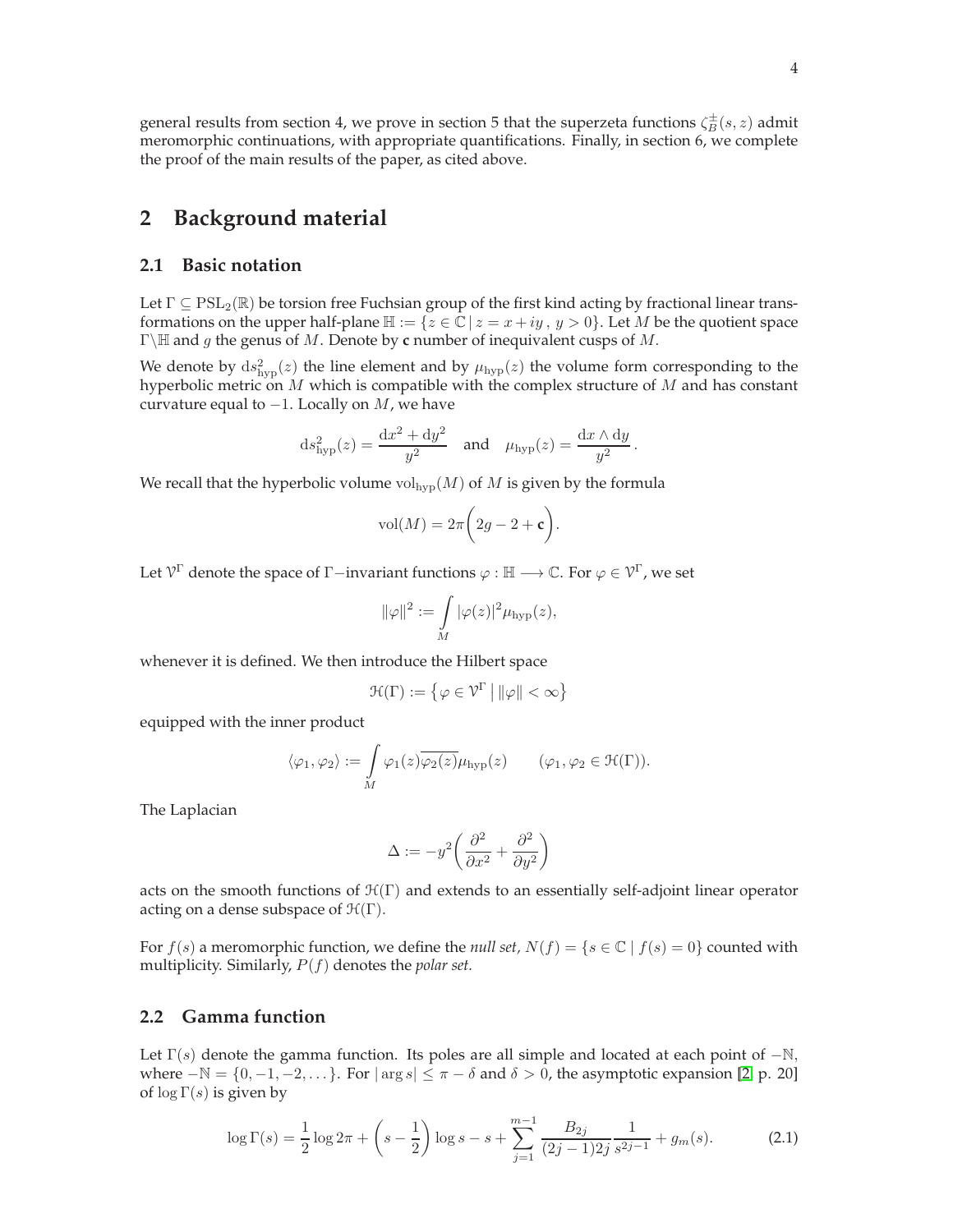general results from section 4, we prove in section 5 that the superzeta functions $\zeta_B^{\pm}(s, z)$ admit meromorphic continuations, with appropriate quantifications. Finally, in section 6, we complete the proof of the main results of the paper, as cited above.

# 2 Background material

## 2.1 Basic notation

Let $\Gamma \subseteq \mathrm{PSL}_2(\mathbb{R})$ be torsion free Fuchsian group of the first kind acting by fractional linear transformations on the upper half-plane $\mathbb{H} := \{z \in \mathbb{C} \,|\, z = x + iy\,,\; y > 0\}$. Let $M$ be the quotient space $\Gamma\backslash\mathbb{H}$ and $g$ the genus of $M$. Denote by $\mathbf{c}$ number of inequivalent cusps of $M$.

We denote by $\mathrm{d}s^2_{\mathrm{hyp}}(z)$ the line element and by $\mu_{\mathrm{hyp}}(z)$ the volume form corresponding to the hyperbolic metric on $M$ which is compatible with the complex structure of $M$ and has constant curvature equal to $-1$. Locally on $M$, we have

$$\mathrm{d}s^2_{\mathrm{hyp}}(z) = \frac{\mathrm{d}x^2 + \mathrm{d}y^2}{y^2} \quad \text{and} \quad \mu_{\mathrm{hyp}}(z) = \frac{\mathrm{d}x \wedge \mathrm{d}y}{y^2}.$$

We recall that the hyperbolic volume $\mathrm{vol}_{\mathrm{hyp}}(M)$ of $M$ is given by the formula

$$\mathrm{vol}(M) = 2\pi\bigg(2g - 2 + \mathbf{c}\bigg).$$

Let $\mathcal{V}^{\Gamma}$ denote the space of $\Gamma-$invariant functions $\varphi : \mathbb{H} \longrightarrow \mathbb{C}$. For $\varphi \in \mathcal{V}^{\Gamma}$, we set

$$\|\varphi\|^2 := \int\limits_M |\varphi(z)|^2 \mu_{\mathrm{hyp}}(z),$$

whenever it is defined. We then introduce the Hilbert space

$$\mathcal{H}(\Gamma) := \big\{\varphi \in \mathcal{V}^{\Gamma} \,\big|\, \|\varphi\| < \infty\big\}$$

equipped with the inner product

$$\langle \varphi_1, \varphi_2 \rangle := \int\limits_M \varphi_1(z)\overline{\varphi_2(z)}\mu_{\mathrm{hyp}}(z) \qquad (\varphi_1, \varphi_2 \in \mathcal{H}(\Gamma)).$$

The Laplacian

$$\Delta := -y^2\bigg(\frac{\partial^2}{\partial x^2} + \frac{\partial^2}{\partial y^2}\bigg)$$

acts on the smooth functions of $\mathcal{H}(\Gamma)$ and extends to an essentially self-adjoint linear operator acting on a dense subspace of $\mathcal{H}(\Gamma)$.

For $f(s)$ a meromorphic function, we define the *null set*, $N(f) = \{s \in \mathbb{C} \mid f(s) = 0\}$ counted with multiplicity. Similarly, $P(f)$ denotes the *polar set.*

## 2.2 Gamma function

Let $\Gamma(s)$ denote the gamma function. Its poles are all simple and located at each point of $-\mathbb{N}$, where $-\mathbb{N} = \{0, -1, -2, \dots\}$. For $|\arg s| \leq \pi - \delta$ and $\delta > 0$, the asymptotic expansion [2, p. 20] of $\log \Gamma(s)$ is given by

$$\log \Gamma(s) = \frac{1}{2}\log 2\pi + \left(s - \frac{1}{2}\right)\log s - s + \sum_{j=1}^{m-1} \frac{B_{2j}}{(2j-1)2j}\frac{1}{s^{2j-1}} + g_m(s). \tag{2.1}$$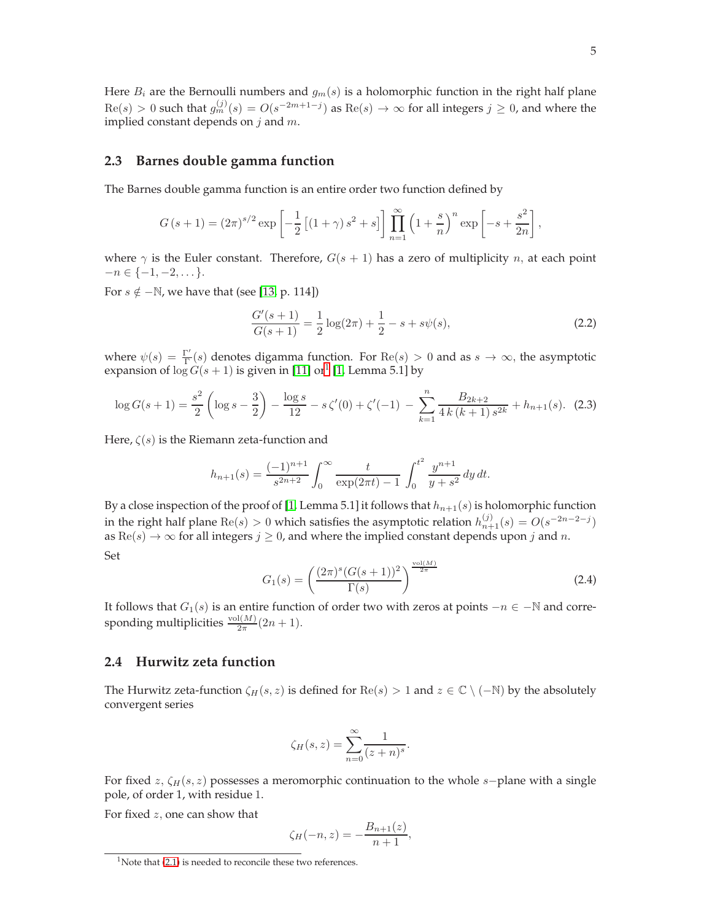Here $B_i$ are the Bernoulli numbers and $g_m(s)$ is a holomorphic function in the right half plane $\mathrm{Re}(s) > 0$ such that $g_m^{(j)}(s) = O(s^{-2m+1-j})$ as $\mathrm{Re}(s) \to \infty$ for all integers $j \geq 0$, and where the implied constant depends on $j$ and $m$.

## 2.3 Barnes double gamma function

The Barnes double gamma function is an entire order two function defined by

$$G(s+1) = (2\pi)^{s/2} \exp\left[-\frac{1}{2}\left[(1+\gamma)s^2 + s\right]\right] \prod_{n=1}^{\infty} \left(1 + \frac{s}{n}\right)^n \exp\left[-s + \frac{s^2}{2n}\right],$$

where $\gamma$ is the Euler constant. Therefore, $G(s+1)$ has a zero of multiplicity $n$, at each point $-n \in \{-1, -2, \dots\}$.

For $s \notin -\mathbb{N}$, we have that (see [13, p. 114])

$$\frac{G'(s+1)}{G(s+1)} = \frac{1}{2}\log(2\pi) + \frac{1}{2} - s + s\psi(s), \tag{2.2}$$

where $\psi(s) = \frac{\Gamma'}{\Gamma}(s)$ denotes digamma function. For $\mathrm{Re}(s) > 0$ and as $s \to \infty$, the asymptotic expansion of $\log G(s+1)$ is given in [11] or[1] [1, Lemma 5.1] by

$$\log G(s+1) = \frac{s^2}{2}\left(\log s - \frac{3}{2}\right) - \frac{\log s}{12} - s\,\zeta'(0) + \zeta'(-1) - \sum_{k=1}^{n} \frac{B_{2k+2}}{4\,k\,(k+1)\,s^{2k}} + h_{n+1}(s). \tag{2.3}$$

Here, $\zeta(s)$ is the Riemann zeta-function and

$$h_{n+1}(s) = \frac{(-1)^{n+1}}{s^{2n+2}} \int_0^{\infty} \frac{t}{\exp(2\pi t) - 1} \int_0^{t^2} \frac{y^{n+1}}{y + s^2}\, dy\, dt.$$

By a close inspection of the proof of [1, Lemma 5.1] it follows that $h_{n+1}(s)$ is holomorphic function in the right half plane $\mathrm{Re}(s) > 0$ which satisfies the asymptotic relation $h_{n+1}^{(j)}(s) = O(s^{-2n-2-j})$ as $\mathrm{Re}(s) \to \infty$ for all integers $j \geq 0$, and where the implied constant depends upon $j$ and $n$.

Set

$$G_1(s) = \left(\frac{(2\pi)^s (G(s+1))^2}{\Gamma(s)}\right)^{\frac{\mathrm{vol}(M)}{2\pi}} \tag{2.4}$$

It follows that $G_1(s)$ is an entire function of order two with zeros at points $-n \in -\mathbb{N}$ and corresponding multiplicities $\frac{\mathrm{vol}(M)}{2\pi}(2n+1)$.

## 2.4 Hurwitz zeta function

The Hurwitz zeta-function $\zeta_H(s, z)$ is defined for $\mathrm{Re}(s) > 1$ and $z \in \mathbb{C} \setminus (-\mathbb{N})$ by the absolutely convergent series

$$\zeta_H(s, z) = \sum_{n=0}^{\infty} \frac{1}{(z+n)^s}.$$

For fixed $z$, $\zeta_H(s, z)$ possesses a meromorphic continuation to the whole $s-$plane with a single pole, of order 1, with residue 1.

For fixed $z$, one can show that

$$\zeta_H(-n, z) = -\frac{B_{n+1}(z)}{n+1},$$

[1] Note that (2.1) is needed to reconcile these two references.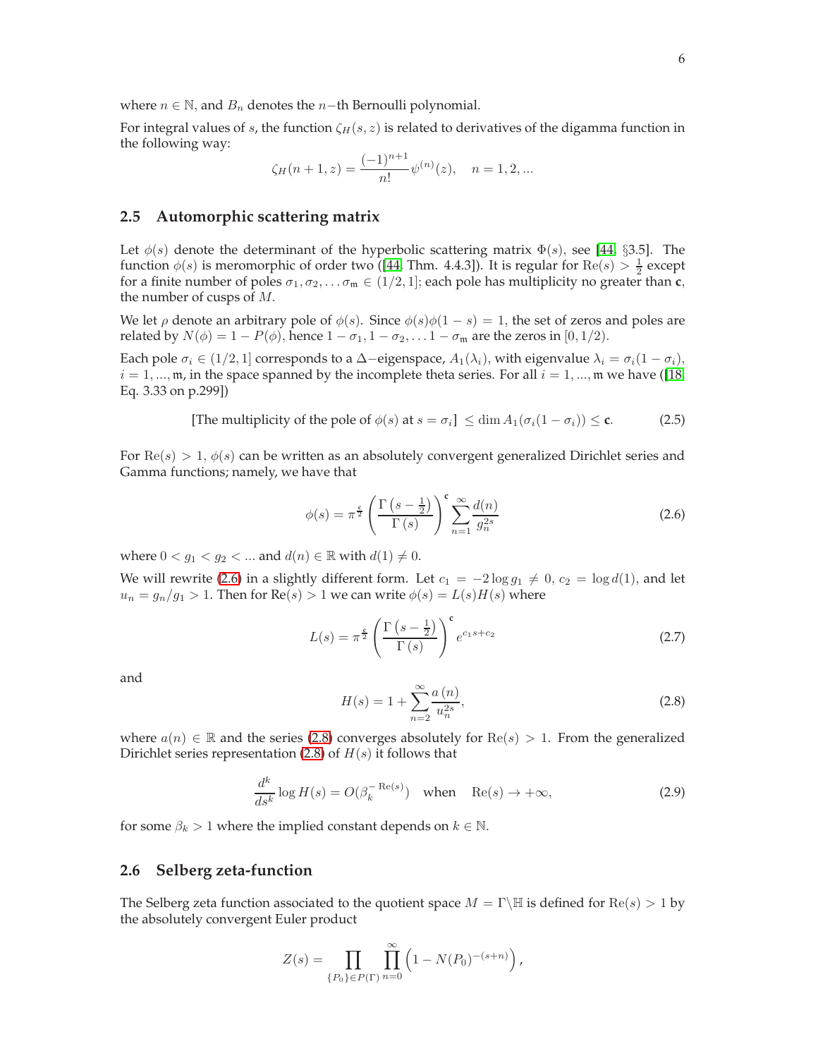where $n \in \mathbb{N}$, and $B_n$ denotes the $n-$th Bernoulli polynomial.

For integral values of $s$, the function $\zeta_H(s,z)$ is related to derivatives of the digamma function in the following way:

$$\zeta_H(n+1,z) = \frac{(-1)^{n+1}}{n!}\psi^{(n)}(z), \quad n = 1, 2, ...$$

### 2.5 Automorphic scattering matrix

Let $\phi(s)$ denote the determinant of the hyperbolic scattering matrix $\Phi(s)$, see [44, §3.5]. The function $\phi(s)$ is meromorphic of order two ([44, Thm. 4.4.3]). It is regular for $\mathrm{Re}(s) > \frac{1}{2}$ except for a finite number of poles $\sigma_1, \sigma_2, \ldots \sigma_{\mathfrak{m}} \in (1/2, 1]$; each pole has multiplicity no greater than $\mathbf{c}$, the number of cusps of $M$.

We let $\rho$ denote an arbitrary pole of $\phi(s)$. Since $\phi(s)\phi(1-s) = 1$, the set of zeros and poles are related by $N(\phi) = 1 - P(\phi)$, hence $1-\sigma_1, 1-\sigma_2, \ldots 1-\sigma_{\mathfrak{m}}$ are the zeros in $[0, 1/2)$.

Each pole $\sigma_i \in (1/2, 1]$ corresponds to a $\Delta-$eigenspace, $A_1(\lambda_i)$, with eigenvalue $\lambda_i = \sigma_i(1-\sigma_i)$, $i = 1, ..., \mathfrak{m}$, in the space spanned by the incomplete theta series. For all $i = 1, ..., \mathfrak{m}$ we have ([18, Eq. 3.33 on p.299])

$$\text{[The multiplicity of the pole of } \phi(s) \text{ at } s = \sigma_i] \leq \dim A_1(\sigma_i(1-\sigma_i)) \leq \mathbf{c}. \tag{2.5}$$

For $\mathrm{Re}(s) > 1$, $\phi(s)$ can be written as an absolutely convergent generalized Dirichlet series and Gamma functions; namely, we have that

$$\phi(s) = \pi^{\frac{\mathbf{c}}{2}} \left( \frac{\Gamma\left(s - \frac{1}{2}\right)}{\Gamma(s)} \right)^{\mathbf{c}} \sum_{n=1}^{\infty} \frac{d(n)}{g_n^{2s}} \tag{2.6}$$

where $0 < g_1 < g_2 < ...$ and $d(n) \in \mathbb{R}$ with $d(1) \neq 0$.

We will rewrite (2.6) in a slightly different form. Let $c_1 = -2\log g_1 \neq 0$, $c_2 = \log d(1)$, and let $u_n = g_n/g_1 > 1$. Then for $\mathrm{Re}(s) > 1$ we can write $\phi(s) = L(s)H(s)$ where

$$L(s) = \pi^{\frac{\mathbf{c}}{2}} \left( \frac{\Gamma\left(s - \frac{1}{2}\right)}{\Gamma(s)} \right)^{\mathbf{c}} e^{c_1 s + c_2} \tag{2.7}$$

and

$$H(s) = 1 + \sum_{n=2}^{\infty} \frac{a(n)}{u_n^{2s}}, \tag{2.8}$$

where $a(n) \in \mathbb{R}$ and the series (2.8) converges absolutely for $\mathrm{Re}(s) > 1$. From the generalized Dirichlet series representation (2.8) of $H(s)$ it follows that

$$\frac{d^k}{ds^k} \log H(s) = O(\beta_k^{-\mathrm{Re}(s)}) \quad \text{when} \quad \mathrm{Re}(s) \to +\infty, \tag{2.9}$$

for some $\beta_k > 1$ where the implied constant depends on $k \in \mathbb{N}$.

### 2.6 Selberg zeta-function

The Selberg zeta function associated to the quotient space $M = \Gamma \backslash \mathbb{H}$ is defined for $\mathrm{Re}(s) > 1$ by the absolutely convergent Euler product

$$Z(s) = \prod_{\{P_0\} \in P(\Gamma)} \prod_{n=0}^{\infty} \left(1 - N(P_0)^{-(s+n)}\right),$$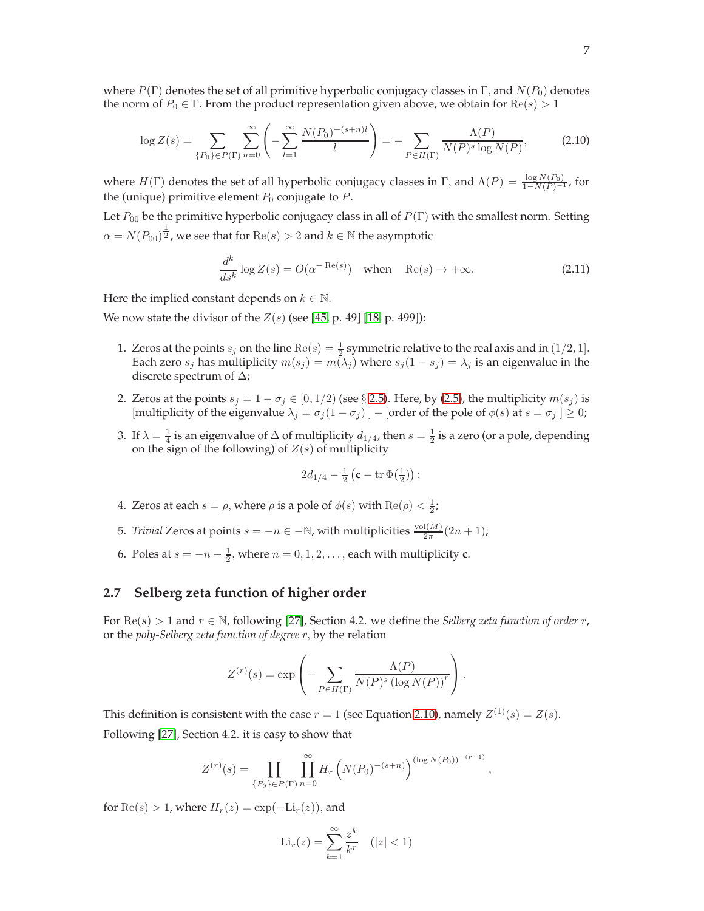where $P(\Gamma)$ denotes the set of all primitive hyperbolic conjugacy classes in $\Gamma$, and $N(P_0)$ denotes the norm of $P_0 \in \Gamma$. From the product representation given above, we obtain for $\mathrm{Re}(s) > 1$

$$\log Z(s) = \sum_{\{P_0\}\in P(\Gamma)} \sum_{n=0}^{\infty} \left( -\sum_{l=1}^{\infty} \frac{N(P_0)^{-(s+n)l}}{l} \right) = -\sum_{P\in H(\Gamma)} \frac{\Lambda(P)}{N(P)^s \log N(P)}, \tag{2.10}$$

where $H(\Gamma)$ denotes the set of all hyperbolic conjugacy classes in $\Gamma$, and $\Lambda(P) = \frac{\log N(P_0)}{1-N(P)^{-1}}$, for the (unique) primitive element $P_0$ conjugate to $P$.

Let $P_{00}$ be the primitive hyperbolic conjugacy class in all of $P(\Gamma)$ with the smallest norm. Setting $\alpha = N(P_{00})^{\frac{1}{2}}$, we see that for $\mathrm{Re}(s) > 2$ and $k \in \mathbb{N}$ the asymptotic

$$\frac{d^k}{ds^k} \log Z(s) = O(\alpha^{-\mathrm{Re}(s)}) \quad \text{when} \quad \mathrm{Re}(s) \to +\infty. \tag{2.11}$$

Here the implied constant depends on $k \in \mathbb{N}$.

We now state the divisor of the $Z(s)$ (see [45, p. 49] [18, p. 499]):

1. Zeros at the points $s_j$ on the line $\mathrm{Re}(s) = \frac{1}{2}$ symmetric relative to the real axis and in $(1/2, 1]$. Each zero $s_j$ has multiplicity $m(s_j) = m(\lambda_j)$ where $s_j(1-s_j) = \lambda_j$ is an eigenvalue in the discrete spectrum of $\Delta$;
2. Zeros at the points $s_j = 1 - \sigma_j \in [0, 1/2)$ (see § 2.5). Here, by (2.5), the multiplicity $m(s_j)$ is [multiplicity of the eigenvalue $\lambda_j = \sigma_j(1-\sigma_j)$ ] − [order of the pole of $\phi(s)$ at $s = \sigma_j$ ] $\geq 0$;
3. If $\lambda = \frac{1}{4}$ is an eigenvalue of $\Delta$ of multiplicity $d_{1/4}$, then $s = \frac{1}{2}$ is a zero (or a pole, depending on the sign of the following) of $Z(s)$ of multiplicity
$$2d_{1/4} - \tfrac{1}{2}\left(\mathfrak{c} - \mathrm{tr}\,\Phi(\tfrac{1}{2})\right);$$
4. Zeros at each $s = \rho$, where $\rho$ is a pole of $\phi(s)$ with $\mathrm{Re}(\rho) < \frac{1}{2}$;
5. *Trivial* Zeros at points $s = -n \in -\mathbb{N}$, with multiplicities $\frac{\mathrm{vol}(M)}{2\pi}(2n+1)$;
6. Poles at $s = -n - \frac{1}{2}$, where $n = 0, 1, 2, \ldots$, each with multiplicity $\mathfrak{c}$.

## 2.7 Selberg zeta function of higher order

For $\mathrm{Re}(s) > 1$ and $r \in \mathbb{N}$, following [27], Section 4.2. we define the *Selberg zeta function of order* $r$, or the *poly-Selberg zeta function of degree* $r$, by the relation

$$Z^{(r)}(s) = \exp\left( -\sum_{P\in H(\Gamma)} \frac{\Lambda(P)}{N(P)^s \left(\log N(P)\right)^r} \right).$$

This definition is consistent with the case $r = 1$ (see Equation 2.10), namely $Z^{(1)}(s) = Z(s)$.

Following [27], Section 4.2. it is easy to show that

$$Z^{(r)}(s) = \prod_{\{P_0\}\in P(\Gamma)} \prod_{n=0}^{\infty} H_r\left(N(P_0)^{-(s+n)}\right)^{(\log N(P_0))^{-(r-1)}},$$

for $\mathrm{Re}(s) > 1$, where $H_r(z) = \exp(-\mathrm{Li}_r(z))$, and

$$\mathrm{Li}_r(z) = \sum_{k=1}^{\infty} \frac{z^k}{k^r} \quad (|z| < 1)$$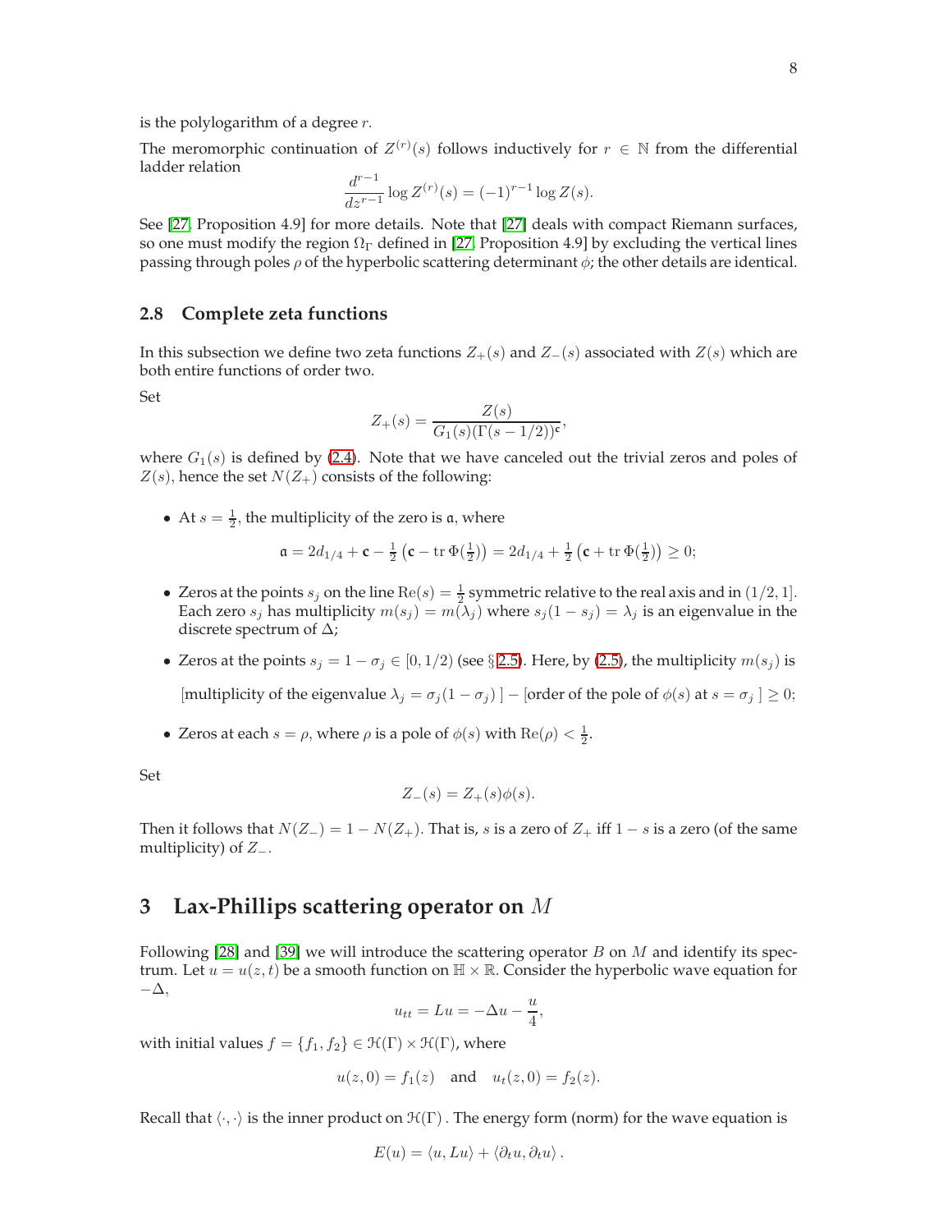is the polylogarithm of a degree $r$.

The meromorphic continuation of $Z^{(r)}(s)$ follows inductively for $r \in \mathbb{N}$ from the differential ladder relation

$$\frac{d^{r-1}}{dz^{r-1}} \log Z^{(r)}(s) = (-1)^{r-1} \log Z(s).$$

See [27, Proposition 4.9] for more details. Note that [27] deals with compact Riemann surfaces, so one must modify the region $\Omega_\Gamma$ defined in [27, Proposition 4.9] by excluding the vertical lines passing through poles $\rho$ of the hyperbolic scattering determinant $\phi$; the other details are identical.

### 2.8 Complete zeta functions

In this subsection we define two zeta functions $Z_+(s)$ and $Z_-(s)$ associated with $Z(s)$ which are both entire functions of order two.

Set

$$Z_+(s) = \frac{Z(s)}{G_1(s)(\Gamma(s-1/2))^{\mathfrak{c}}},$$

where $G_1(s)$ is defined by (2.4). Note that we have canceled out the trivial zeros and poles of $Z(s)$, hence the set $N(Z_+)$ consists of the following:

- At $s = \frac{1}{2}$, the multiplicity of the zero is $\mathfrak{a}$, where

$$\mathfrak{a} = 2d_{1/4} + \mathfrak{c} - \tfrac{1}{2}\left(\mathfrak{c} - \operatorname{tr}\Phi(\tfrac{1}{2})\right) = 2d_{1/4} + \tfrac{1}{2}\left(\mathfrak{c} + \operatorname{tr}\Phi(\tfrac{1}{2})\right) \geq 0;$$

- Zeros at the points $s_j$ on the line $\mathrm{Re}(s) = \frac{1}{2}$ symmetric relative to the real axis and in $(1/2, 1]$. Each zero $s_j$ has multiplicity $m(s_j) = m(\lambda_j)$ where $s_j(1-s_j) = \lambda_j$ is an eigenvalue in the discrete spectrum of $\Delta$;

- Zeros at the points $s_j = 1 - \sigma_j \in [0, 1/2)$ (see § 2.5). Here, by (2.5), the multiplicity $m(s_j)$ is

  [multiplicity of the eigenvalue $\lambda_j = \sigma_j(1-\sigma_j)$ ] $-$ [order of the pole of $\phi(s)$ at $s = \sigma_j$ ] $\geq 0$;

- Zeros at each $s = \rho$, where $\rho$ is a pole of $\phi(s)$ with $\mathrm{Re}(\rho) < \frac{1}{2}$.

Set

$$Z_-(s) = Z_+(s)\phi(s).$$

Then it follows that $N(Z_-) = 1 - N(Z_+)$. That is, $s$ is a zero of $Z_+$ iff $1-s$ is a zero (of the same multiplicity) of $Z_-$.

## 3 Lax-Phillips scattering operator on $M$

Following [28] and [39] we will introduce the scattering operator $B$ on $M$ and identify its spectrum. Let $u = u(z,t)$ be a smooth function on $\mathbb{H} \times \mathbb{R}$. Consider the hyperbolic wave equation for $-\Delta$,

$$u_{tt} = Lu = -\Delta u - \frac{u}{4},$$

with initial values $f = \{f_1, f_2\} \in \mathcal{H}(\Gamma) \times \mathcal{H}(\Gamma)$, where

$$u(z,0) = f_1(z) \quad \text{and} \quad u_t(z,0) = f_2(z).$$

Recall that $\langle \cdot, \cdot \rangle$ is the inner product on $\mathcal{H}(\Gamma)$ . The energy form (norm) for the wave equation is

$$E(u) = \langle u, Lu \rangle + \langle \partial_t u, \partial_t u \rangle .$$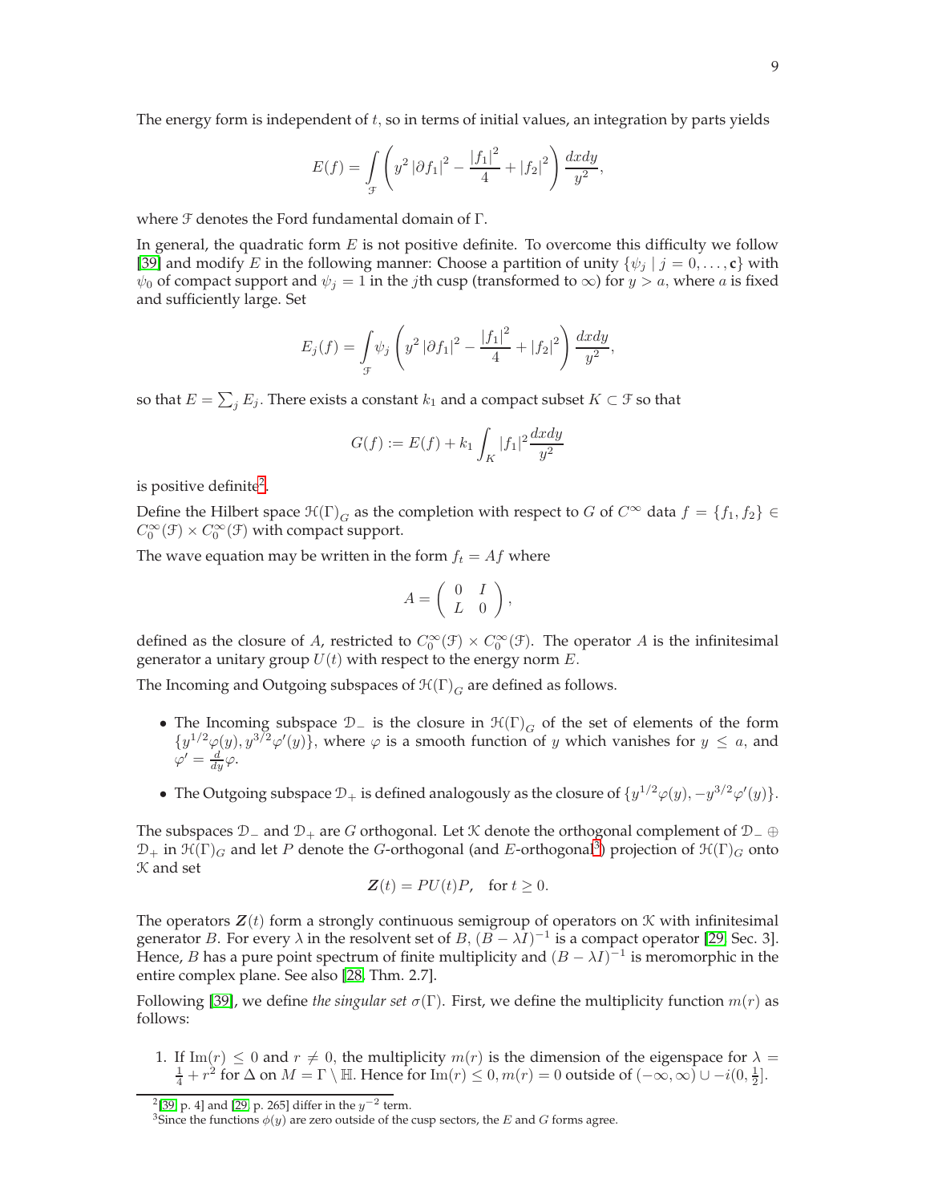The energy form is independent of $t$, so in terms of initial values, an integration by parts yields

$$E(f) = \int_{\mathcal{F}} \left( y^2 \left|\partial f_1\right|^2 - \frac{\left|f_1\right|^2}{4} + \left|f_2\right|^2 \right) \frac{dxdy}{y^2},$$

where $\mathcal{F}$ denotes the Ford fundamental domain of $\Gamma$.

In general, the quadratic form $E$ is not positive definite. To overcome this difficulty we follow [39] and modify $E$ in the following manner: Choose a partition of unity $\{\psi_j \mid j = 0, \ldots, \mathbf{c}\}$ with $\psi_0$ of compact support and $\psi_j = 1$ in the $j$th cusp (transformed to $\infty$) for $y > a$, where $a$ is fixed and sufficiently large. Set

$$E_j(f) = \int_{\mathcal{F}} \psi_j \left( y^2 \left|\partial f_1\right|^2 - \frac{\left|f_1\right|^2}{4} + \left|f_2\right|^2 \right) \frac{dxdy}{y^2},$$

so that $E = \sum_j E_j$. There exists a constant $k_1$ and a compact subset $K \subset \mathcal{F}$ so that

$$G(f) := E(f) + k_1 \int_K |f_1|^2 \frac{dxdy}{y^2}$$

is positive definite[2].

Define the Hilbert space $\mathcal{H}(\Gamma)_G$ as the completion with respect to $G$ of $C^\infty$ data $f = \{f_1, f_2\} \in C_0^\infty(\mathcal{F}) \times C_0^\infty(\mathcal{F})$ with compact support.

The wave equation may be written in the form $f_t = Af$ where

$$A = \begin{pmatrix} 0 & I \\ L & 0 \end{pmatrix},$$

defined as the closure of $A$, restricted to $C_0^\infty(\mathcal{F}) \times C_0^\infty(\mathcal{F})$. The operator $A$ is the infinitesimal generator a unitary group $U(t)$ with respect to the energy norm $E$.

The Incoming and Outgoing subspaces of $\mathcal{H}(\Gamma)_G$ are defined as follows.

- The Incoming subspace $\mathcal{D}_-$ is the closure in $\mathcal{H}(\Gamma)_G$ of the set of elements of the form $\{y^{1/2}\varphi(y), y^{3/2}\varphi'(y)\}$, where $\varphi$ is a smooth function of $y$ which vanishes for $y \leq a$, and $\varphi' = \frac{d}{dy}\varphi$.
- The Outgoing subspace $\mathcal{D}_+$ is defined analogously as the closure of $\{y^{1/2}\varphi(y), -y^{3/2}\varphi'(y)\}$.

The subspaces $\mathcal{D}_-$ and $\mathcal{D}_+$ are $G$ orthogonal. Let $\mathcal{K}$ denote the orthogonal complement of $\mathcal{D}_- \oplus \mathcal{D}_+$ in $\mathcal{H}(\Gamma)_G$ and let $P$ denote the $G$-orthogonal (and $E$-orthogonal[3]) projection of $\mathcal{H}(\Gamma)_G$ onto $\mathcal{K}$ and set

$$\boldsymbol{Z}(t) = PU(t)P, \quad \text{for } t \geq 0.$$

The operators $\boldsymbol{Z}(t)$ form a strongly continuous semigroup of operators on $\mathcal{K}$ with infinitesimal generator $B$. For every $\lambda$ in the resolvent set of $B$, $(B - \lambda I)^{-1}$ is a compact operator [29, Sec. 3]. Hence, $B$ has a pure point spectrum of finite multiplicity and $(B - \lambda I)^{-1}$ is meromorphic in the entire complex plane. See also [28, Thm. 2.7].

Following [39], we define *the singular set* $\sigma(\Gamma)$. First, we define the multiplicity function $m(r)$ as follows:

1. If $\mathrm{Im}(r) \leq 0$ and $r \neq 0$, the multiplicity $m(r)$ is the dimension of the eigenspace for $\lambda = \frac{1}{4} + r^2$ for $\Delta$ on $M = \Gamma \setminus \mathbb{H}$. Hence for $\mathrm{Im}(r) \leq 0, m(r) = 0$ outside of $(-\infty, \infty) \cup -i(0, \frac{1}{2}]$.

---

[2] [39, p. 4] and [29, p. 265] differ in the $y^{-2}$ term.

[3] Since the functions $\phi(y)$ are zero outside of the cusp sectors, the $E$ and $G$ forms agree.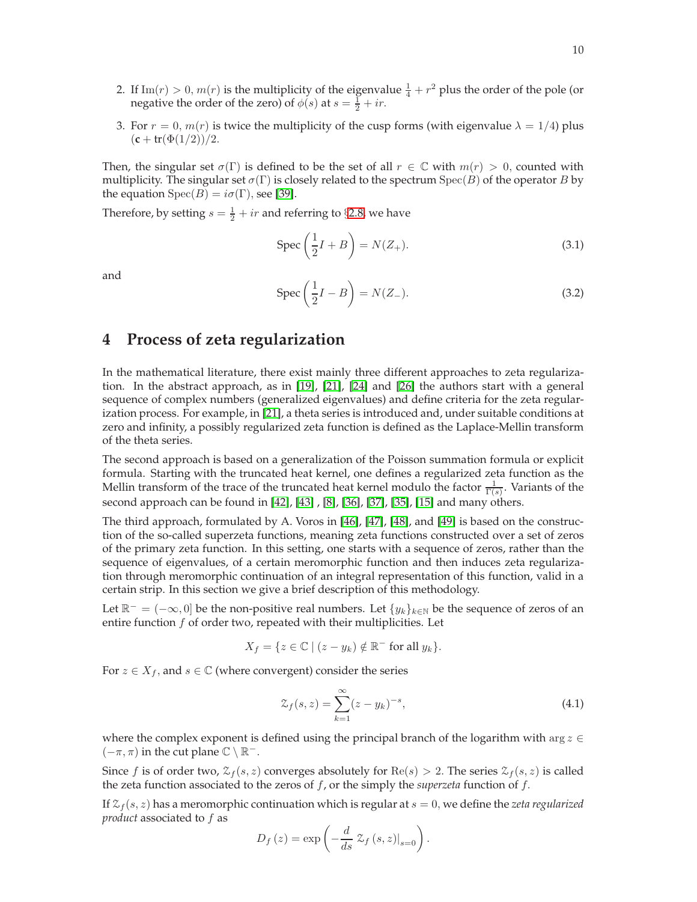2. If $\mathrm{Im}(r) > 0$, $m(r)$ is the multiplicity of the eigenvalue $\frac{1}{4} + r^2$ plus the order of the pole (or negative the order of the zero) of $\phi(s)$ at $s = \frac{1}{2} + ir$.

3. For $r = 0$, $m(r)$ is twice the multiplicity of the cusp forms (with eigenvalue $\lambda = 1/4$) plus $(\mathbf{c} + \mathrm{tr}(\Phi(1/2))/2$.

Then, the singular set $\sigma(\Gamma)$ is defined to be the set of all $r \in \mathbb{C}$ with $m(r) > 0$, counted with multiplicity. The singular set $\sigma(\Gamma)$ is closely related to the spectrum $\mathrm{Spec}(B)$ of the operator $B$ by the equation $\mathrm{Spec}(B) = i\sigma(\Gamma)$, see [39].

Therefore, by setting $s = \frac{1}{2} + ir$ and referring to §2.8 we have

$$\mathrm{Spec}\left(\frac{1}{2}I + B\right) = N(Z_+). \tag{3.1}$$

and

$$\mathrm{Spec}\left(\frac{1}{2}I - B\right) = N(Z_-). \tag{3.2}$$

# 4 Process of zeta regularization

In the mathematical literature, there exist mainly three different approaches to zeta regularization. In the abstract approach, as in [19], [21], [24] and [26] the authors start with a general sequence of complex numbers (generalized eigenvalues) and define criteria for the zeta regularization process. For example, in [21], a theta series is introduced and, under suitable conditions at zero and infinity, a possibly regularized zeta function is defined as the Laplace-Mellin transform of the theta series.

The second approach is based on a generalization of the Poisson summation formula or explicit formula. Starting with the truncated heat kernel, one defines a regularized zeta function as the Mellin transform of the trace of the truncated heat kernel modulo the factor $\frac{1}{\Gamma(s)}$. Variants of the second approach can be found in [42], [43] , [8], [36], [37], [35], [15] and many others.

The third approach, formulated by A. Voros in [46], [47], [48], and [49] is based on the construction of the so-called superzeta functions, meaning zeta functions constructed over a set of zeros of the primary zeta function. In this setting, one starts with a sequence of zeros, rather than the sequence of eigenvalues, of a certain meromorphic function and then induces zeta regularization through meromorphic continuation of an integral representation of this function, valid in a certain strip. In this section we give a brief description of this methodology.

Let $\mathbb{R}^- = (-\infty, 0]$ be the non-positive real numbers. Let $\{y_k\}_{k\in\mathbb{N}}$ be the sequence of zeros of an entire function $f$ of order two, repeated with their multiplicities. Let

$$X_f = \{z \in \mathbb{C} \mid (z - y_k) \notin \mathbb{R}^- \text{ for all } y_k\}.$$

For $z \in X_f$, and $s \in \mathbb{C}$ (where convergent) consider the series

$$\mathcal{Z}_f(s, z) = \sum_{k=1}^{\infty} (z - y_k)^{-s}, \tag{4.1}$$

where the complex exponent is defined using the principal branch of the logarithm with $\arg z \in (-\pi, \pi)$ in the cut plane $\mathbb{C} \setminus \mathbb{R}^-$.

Since $f$ is of order two, $\mathcal{Z}_f(s, z)$ converges absolutely for $\mathrm{Re}(s) > 2$. The series $\mathcal{Z}_f(s, z)$ is called the zeta function associated to the zeros of $f$, or the simply the *superzeta* function of $f$.

If $\mathcal{Z}_f(s, z)$ has a meromorphic continuation which is regular at $s = 0$, we define the *zeta regularized product* associated to $f$ as

$$D_f(z) = \exp\left(-\frac{d}{ds}\, \mathcal{Z}_f(s, z)\Big|_{s=0}\right).$$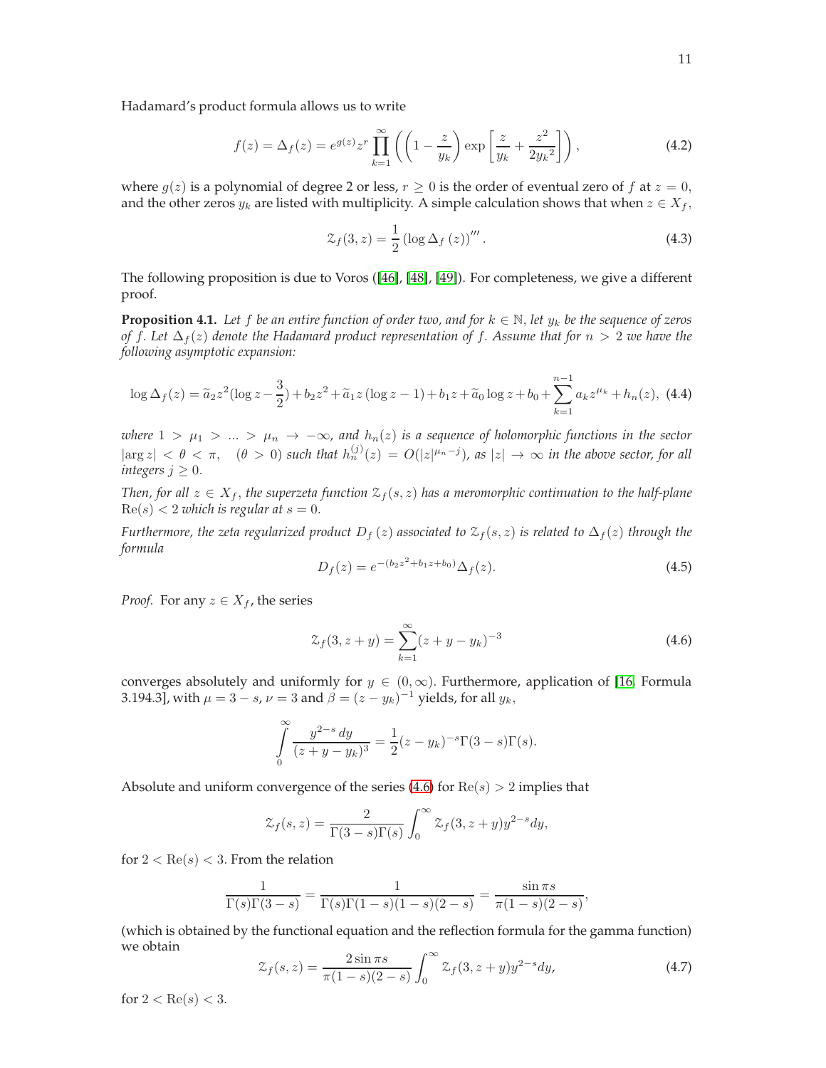Hadamard's product formula allows us to write

$$f(z)=\Delta_f(z)=e^{g(z)}z^r\prod_{k=1}^{\infty}\left(\left(1-\frac{z}{y_k}\right)\exp\left[\frac{z}{y_k}+\frac{z^2}{2{y_k}^2}\right]\right), \tag{4.2}$$

where $g(z)$ is a polynomial of degree 2 or less, $r\geq 0$ is the order of eventual zero of $f$ at $z=0$, and the other zeros $y_k$ are listed with multiplicity. A simple calculation shows that when $z\in X_f$,

$$\mathcal{Z}_f(3,z)=\frac{1}{2}\left(\log\Delta_f\left(z\right)\right)'''. \tag{4.3}$$

The following proposition is due to Voros ([46], [48], [49]). For completeness, we give a different proof.

**Proposition 4.1.** *Let $f$ be an entire function of order two, and for $k\in\mathbb{N}$, let $y_k$ be the sequence of zeros of $f$. Let $\Delta_f(z)$ denote the Hadamard product representation of $f$. Assume that for $n>2$ we have the following asymptotic expansion:*

$$\log\Delta_f(z)=\widetilde{a}_2z^2(\log z-\frac{3}{2})+b_2z^2+\widetilde{a}_1z\left(\log z-1\right)+b_1z+\widetilde{a}_0\log z+b_0+\sum_{k=1}^{n-1}a_kz^{\mu_k}+h_n(z), \tag{4.4}$$

*where $1>\mu_1>...>\mu_n\to-\infty$, and $h_n(z)$ is a sequence of holomorphic functions in the sector $|\arg z|<\theta<\pi$, $(\theta>0)$ such that $h_n^{(j)}(z)=O(|z|^{\mu_n-j})$, as $|z|\to\infty$ in the above sector, for all integers $j\geq 0$.*

*Then, for all $z\in X_f$, the superzeta function $\mathcal{Z}_f(s,z)$ has a meromorphic continuation to the half-plane $\mathrm{Re}(s)<2$ which is regular at $s=0$.*

*Furthermore, the zeta regularized product $D_f\left(z\right)$ associated to $\mathcal{Z}_f(s,z)$ is related to $\Delta_f(z)$ through the formula*

$$D_f(z)=e^{-(b_2z^2+b_1z+b_0)}\Delta_f(z). \tag{4.5}$$

*Proof.* For any $z\in X_f$, the series

$$\mathcal{Z}_f(3,z+y)=\sum_{k=1}^{\infty}(z+y-y_k)^{-3} \tag{4.6}$$

converges absolutely and uniformly for $y\in(0,\infty)$. Furthermore, application of [16, Formula 3.194.3], with $\mu=3-s$, $\nu=3$ and $\beta=(z-y_k)^{-1}$ yields, for all $y_k$,

$$\int_0^{\infty}\frac{y^{2-s}\,dy}{(z+y-y_k)^3}=\frac{1}{2}(z-y_k)^{-s}\Gamma(3-s)\Gamma(s).$$

Absolute and uniform convergence of the series (4.6) for $\mathrm{Re}(s)>2$ implies that

$$\mathcal{Z}_f(s,z)=\frac{2}{\Gamma(3-s)\Gamma(s)}\int_0^{\infty}\mathcal{Z}_f(3,z+y)y^{2-s}dy,$$

for $2<\mathrm{Re}(s)<3$. From the relation

$$\frac{1}{\Gamma(s)\Gamma(3-s)}=\frac{1}{\Gamma(s)\Gamma(1-s)(1-s)(2-s)}=\frac{\sin\pi s}{\pi(1-s)(2-s)},$$

(which is obtained by the functional equation and the reflection formula for the gamma function) we obtain

$$\mathcal{Z}_f(s,z)=\frac{2\sin\pi s}{\pi(1-s)(2-s)}\int_0^{\infty}\mathcal{Z}_f(3,z+y)y^{2-s}dy, \tag{4.7}$$

for $2<\mathrm{Re}(s)<3$.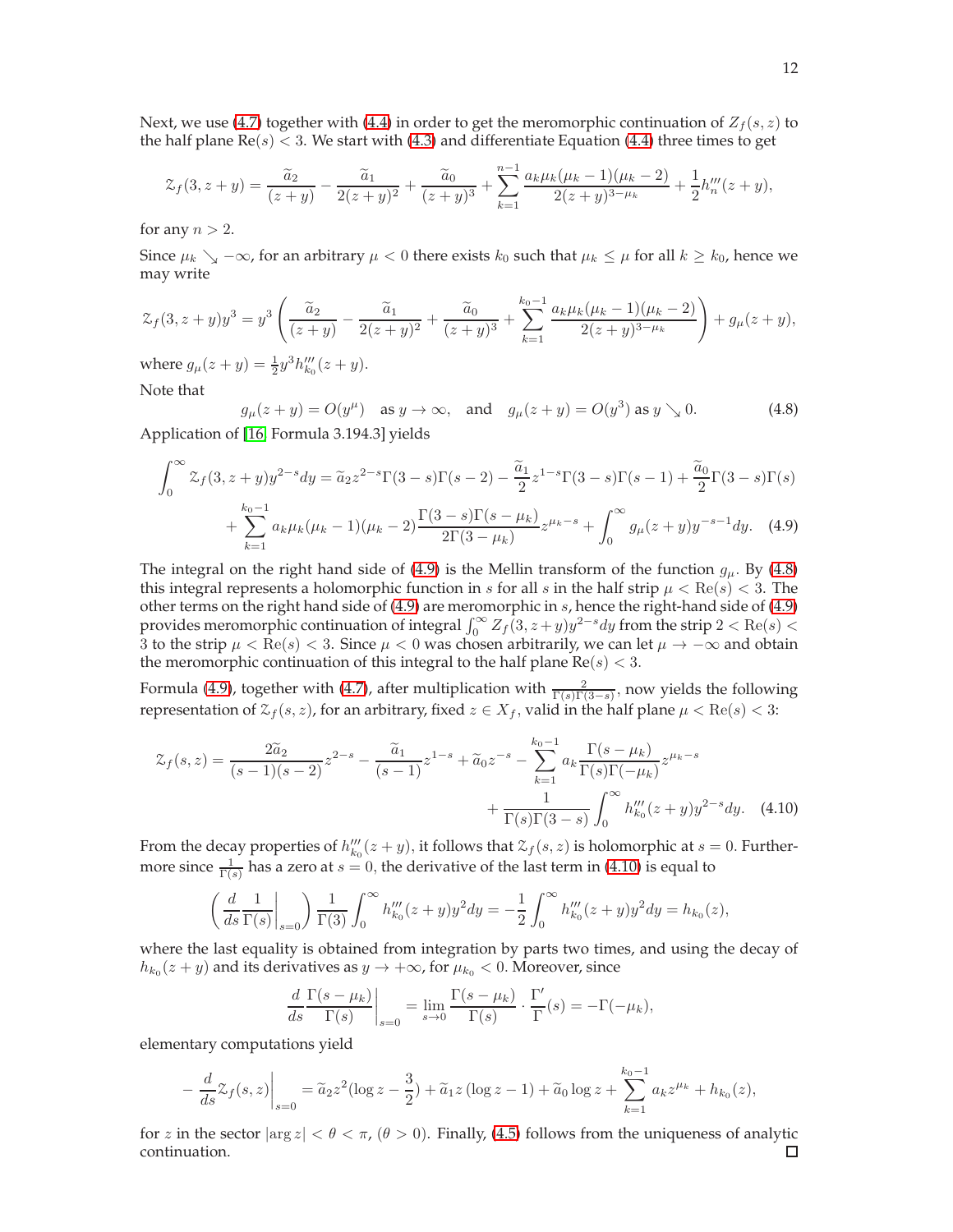Next, we use (4.7) together with (4.4) in order to get the meromorphic continuation of $Z_f(s,z)$ to the half plane $\mathrm{Re}(s) < 3$. We start with (4.3) and differentiate Equation (4.4) three times to get

$$\mathcal{Z}_f(3, z+y) = \frac{\widetilde{a}_2}{(z+y)} - \frac{\widetilde{a}_1}{2(z+y)^2} + \frac{\widetilde{a}_0}{(z+y)^3} + \sum_{k=1}^{n-1} \frac{a_k \mu_k (\mu_k - 1)(\mu_k - 2)}{2(z+y)^{3-\mu_k}} + \frac{1}{2} h_n'''(z+y),$$

for any $n > 2$.

Since $\mu_k \searrow -\infty$, for an arbitrary $\mu < 0$ there exists $k_0$ such that $\mu_k \leq \mu$ for all $k \geq k_0$, hence we may write

$$\mathcal{Z}_f(3, z+y)y^3 = y^3 \left( \frac{\widetilde{a}_2}{(z+y)} - \frac{\widetilde{a}_1}{2(z+y)^2} + \frac{\widetilde{a}_0}{(z+y)^3} + \sum_{k=1}^{k_0-1} \frac{a_k \mu_k (\mu_k - 1)(\mu_k - 2)}{2(z+y)^{3-\mu_k}} \right) + g_\mu(z+y),$$

where $g_\mu(z+y) = \frac{1}{2} y^3 h_{k_0}'''(z+y)$.

Note that

$$g_\mu(z+y) = O(y^\mu) \quad \text{as } y \to \infty, \quad \text{and} \quad g_\mu(z+y) = O(y^3) \text{ as } y \searrow 0. \tag{4.8}$$

Application of [16, Formula 3.194.3] yields

$$\begin{aligned} \int_0^\infty \mathcal{Z}_f(3, z+y) y^{2-s} dy &= \widetilde{a}_2 z^{2-s} \Gamma(3-s)\Gamma(s-2) - \frac{\widetilde{a}_1}{2} z^{1-s} \Gamma(3-s)\Gamma(s-1) + \frac{\widetilde{a}_0}{2} \Gamma(3-s)\Gamma(s) \\ &+ \sum_{k=1}^{k_0-1} a_k \mu_k (\mu_k - 1)(\mu_k - 2) \frac{\Gamma(3-s)\Gamma(s-\mu_k)}{2\Gamma(3-\mu_k)} z^{\mu_k - s} + \int_0^\infty g_\mu(z+y) y^{-s-1} dy. \end{aligned} \tag{4.9}$$

The integral on the right hand side of (4.9) is the Mellin transform of the function $g_\mu$. By (4.8) this integral represents a holomorphic function in $s$ for all $s$ in the half strip $\mu < \mathrm{Re}(s) < 3$. The other terms on the right hand side of (4.9) are meromorphic in $s$, hence the right-hand side of (4.9) provides meromorphic continuation of integral $\int_0^\infty Z_f(3, z+y) y^{2-s} dy$ from the strip $2 < \mathrm{Re}(s) < 3$ to the strip $\mu < \mathrm{Re}(s) < 3$. Since $\mu < 0$ was chosen arbitrarily, we can let $\mu \to -\infty$ and obtain the meromorphic continuation of this integral to the half plane $\mathrm{Re}(s) < 3$.

Formula (4.9), together with (4.7), after multiplication with $\frac{2}{\Gamma(s)\Gamma(3-s)}$, now yields the following representation of $\mathcal{Z}_f(s,z)$, for an arbitrary, fixed $z \in X_f$, valid in the half plane $\mu < \mathrm{Re}(s) < 3$:

$$\begin{aligned} \mathcal{Z}_f(s,z) = \frac{2\widetilde{a}_2}{(s-1)(s-2)} z^{2-s} - \frac{\widetilde{a}_1}{(s-1)} z^{1-s} + \widetilde{a}_0 z^{-s} - \sum_{k=1}^{k_0-1} a_k \frac{\Gamma(s-\mu_k)}{\Gamma(s)\Gamma(-\mu_k)} z^{\mu_k - s} \\ + \frac{1}{\Gamma(s)\Gamma(3-s)} \int_0^\infty h_{k_0}'''(z+y) y^{2-s} dy. \end{aligned} \tag{4.10}$$

From the decay properties of $h_{k_0}'''(z+y)$, it follows that $\mathcal{Z}_f(s,z)$ is holomorphic at $s=0$. Furthermore since $\frac{1}{\Gamma(s)}$ has a zero at $s=0$, the derivative of the last term in (4.10) is equal to

$$\left( \frac{d}{ds} \frac{1}{\Gamma(s)} \bigg|_{s=0} \right) \frac{1}{\Gamma(3)} \int_0^\infty h_{k_0}'''(z+y) y^2 dy = -\frac{1}{2} \int_0^\infty h_{k_0}'''(z+y) y^2 dy = h_{k_0}(z),$$

where the last equality is obtained from integration by parts two times, and using the decay of $h_{k_0}(z+y)$ and its derivatives as $y \to +\infty$, for $\mu_{k_0} < 0$. Moreover, since

$$\frac{d}{ds} \frac{\Gamma(s-\mu_k)}{\Gamma(s)} \bigg|_{s=0} = \lim_{s \to 0} \frac{\Gamma(s-\mu_k)}{\Gamma(s)} \cdot \frac{\Gamma'}{\Gamma}(s) = -\Gamma(-\mu_k),$$

elementary computations yield

$$-\frac{d}{ds} \mathcal{Z}_f(s,z) \bigg|_{s=0} = \widetilde{a}_2 z^2 (\log z - \frac{3}{2}) + \widetilde{a}_1 z (\log z - 1) + \widetilde{a}_0 \log z + \sum_{k=1}^{k_0-1} a_k z^{\mu_k} + h_{k_0}(z),$$

for $z$ in the sector $|\arg z| < \theta < \pi$, $(\theta > 0)$. Finally, (4.5) follows from the uniqueness of analytic continuation. ∎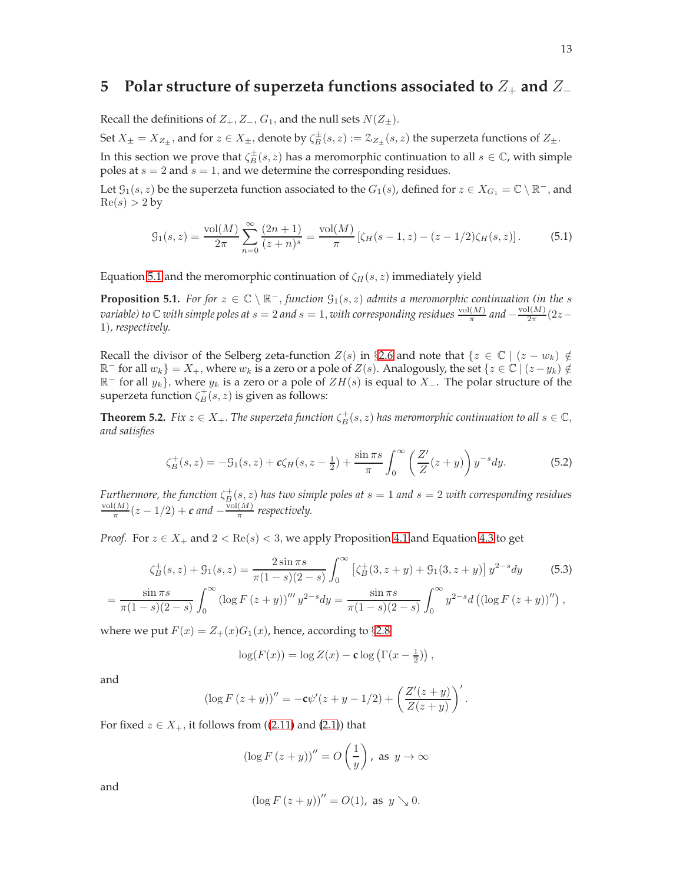# 5 Polar structure of superzeta functions associated to $Z_+$ and $Z_-$

Recall the definitions of $Z_+, Z_-, G_1$, and the null sets $N(Z_\pm)$.

Set $X_\pm = X_{Z_\pm}$, and for $z \in X_\pm$, denote by $\zeta_B^\pm(s,z) := \mathcal{Z}_{Z_\pm}(s,z)$ the superzeta functions of $Z_\pm$.

In this section we prove that $\zeta_B^\pm(s,z)$ has a meromorphic continuation to all $s \in \mathbb{C}$, with simple poles at $s = 2$ and $s = 1$, and we determine the corresponding residues.

Let $\mathcal{G}_1(s,z)$ be the superzeta function associated to the $G_1(s)$, defined for $z \in X_{G_1} = \mathbb{C} \setminus \mathbb{R}^-$, and $\mathrm{Re}(s) > 2$ by

$$\mathcal{G}_1(s,z) = \frac{\mathrm{vol}(M)}{2\pi} \sum_{n=0}^{\infty} \frac{(2n+1)}{(z+n)^s} = \frac{\mathrm{vol}(M)}{\pi} \left[ \zeta_H(s-1,z) - (z-1/2)\zeta_H(s,z) \right]. \tag{5.1}$$

Equation 5.1 and the meromorphic continuation of $\zeta_H(s,z)$ immediately yield

**Proposition 5.1.** *For for $z \in \mathbb{C} \setminus \mathbb{R}^-$, function $\mathcal{G}_1(s,z)$ admits a meromorphic continuation (in the $s$ variable) to $\mathbb{C}$ with simple poles at $s = 2$ and $s = 1$, with corresponding residues $\frac{\mathrm{vol}(M)}{\pi}$ and $-\frac{\mathrm{vol}(M)}{2\pi}(2z-1)$, respectively.*

Recall the divisor of the Selberg zeta-function $Z(s)$ in §2.6 and note that $\{z \in \mathbb{C} \mid (z - w_k) \notin \mathbb{R}^- \text{ for all } w_k\} = X_+$, where $w_k$ is a zero or a pole of $Z(s)$. Analogously, the set $\{z \in \mathbb{C} \mid (z - y_k) \notin \mathbb{R}^- \text{ for all } y_k\}$, where $y_k$ is a zero or a pole of $ZH(s)$ is equal to $X_-$. The polar structure of the superzeta function $\zeta_B^+(s,z)$ is given as follows:

**Theorem 5.2.** *Fix $z \in X_+$. The superzeta function $\zeta_B^+(s,z)$ has meromorphic continuation to all $s \in \mathbb{C}$, and satisfies*

$$\zeta_B^+(s,z) = -\mathcal{G}_1(s,z) + \boldsymbol{c}\zeta_H(s, z - \tfrac{1}{2}) + \frac{\sin \pi s}{\pi} \int_0^\infty \left( \frac{Z'}{Z}(z+y) \right) y^{-s} dy. \tag{5.2}$$

*Furthermore, the function $\zeta_B^+(s,z)$ has two simple poles at $s = 1$ and $s = 2$ with corresponding residues $\frac{\mathrm{vol}(M)}{\pi}(z - 1/2) + \boldsymbol{c}$ and $-\frac{\mathrm{vol}(M)}{\pi}$ respectively.*

*Proof.* For $z \in X_+$ and $2 < \mathrm{Re}(s) < 3$, we apply Proposition 4.1 and Equation 4.3 to get

$$\zeta_B^+(s,z) + \mathcal{G}_1(s,z) = \frac{2 \sin \pi s}{\pi(1-s)(2-s)} \int_0^\infty \left[ \zeta_B^+(3, z+y) + \mathcal{G}_1(3, z+y) \right] y^{2-s} dy \tag{5.3}$$

$$= \frac{\sin \pi s}{\pi(1-s)(2-s)} \int_0^\infty \left( \log F(z+y) \right)''' y^{2-s} dy = \frac{\sin \pi s}{\pi(1-s)(2-s)} \int_0^\infty y^{2-s} d\left( (\log F(z+y))'' \right),$$

where we put $F(x) = Z_+(x) G_1(x)$, hence, according to §2.8

$$\log(F(x)) = \log Z(x) - \mathbf{c} \log\left( \Gamma(x - \tfrac{1}{2}) \right),$$

and

$$(\log F(z+y))'' = -\mathbf{c}\psi'(z + y - 1/2) + \left( \frac{Z'(z+y)}{Z(z+y)} \right)'.$$

For fixed $z \in X_+$, it follows from ((2.11) and (2.1)) that

$$(\log F(z+y))'' = O\left( \frac{1}{y} \right), \text{ as } y \to \infty$$

and

$$(\log F(z+y))'' = O(1), \text{ as } y \searrow 0.$$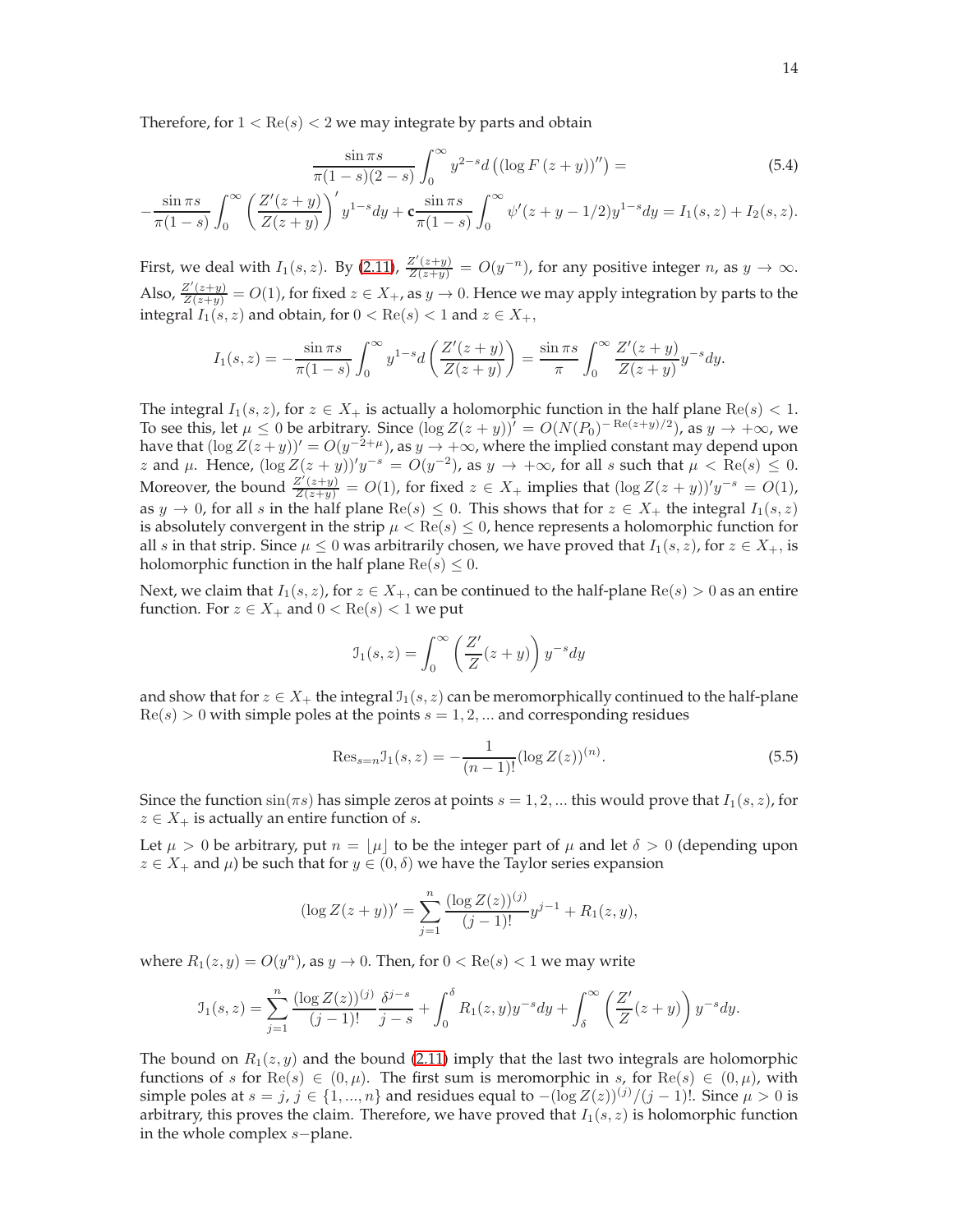Therefore, for $1 < \mathrm{Re}(s) < 2$ we may integrate by parts and obtain

$$\frac{\sin \pi s}{\pi(1-s)(2-s)} \int_0^\infty y^{2-s} d\left( (\log F(z+y))'' \right) = \tag{5.4}$$

$$-\frac{\sin \pi s}{\pi(1-s)} \int_0^\infty \left( \frac{Z'(z+y)}{Z(z+y)} \right)' y^{1-s} dy + \mathbf{c} \frac{\sin \pi s}{\pi(1-s)} \int_0^\infty \psi'(z+y-1/2) y^{1-s} dy = I_1(s,z) + I_2(s,z).$$

First, we deal with $I_1(s,z)$. By (2.11), $\frac{Z'(z+y)}{Z(z+y)} = O(y^{-n})$, for any positive integer $n$, as $y \to \infty$. Also, $\frac{Z'(z+y)}{Z(z+y)} = O(1)$, for fixed $z \in X_+$, as $y \to 0$. Hence we may apply integration by parts to the integral $I_1(s,z)$ and obtain, for $0 < \mathrm{Re}(s) < 1$ and $z \in X_+$,

$$I_1(s,z) = -\frac{\sin \pi s}{\pi(1-s)} \int_0^\infty y^{1-s} d\left( \frac{Z'(z+y)}{Z(z+y)} \right) = \frac{\sin \pi s}{\pi} \int_0^\infty \frac{Z'(z+y)}{Z(z+y)} y^{-s} dy.$$

The integral $I_1(s,z)$, for $z \in X_+$ is actually a holomorphic function in the half plane $\mathrm{Re}(s) < 1$. To see this, let $\mu \leq 0$ be arbitrary. Since $(\log Z(z+y))' = O(N(P_0)^{-\mathrm{Re}(z+y)/2})$, as $y \to +\infty$, we have that $(\log Z(z+y))' = O(y^{-2+\mu})$, as $y \to +\infty$, where the implied constant may depend upon $z$ and $\mu$. Hence, $(\log Z(z+y))' y^{-s} = O(y^{-2})$, as $y \to +\infty$, for all $s$ such that $\mu < \mathrm{Re}(s) \leq 0$. Moreover, the bound $\frac{Z'(z+y)}{Z(z+y)} = O(1)$, for fixed $z \in X_+$ implies that $(\log Z(z+y))' y^{-s} = O(1)$, as $y \to 0$, for all $s$ in the half plane $\mathrm{Re}(s) \leq 0$. This shows that for $z \in X_+$ the integral $I_1(s,z)$ is absolutely convergent in the strip $\mu < \mathrm{Re}(s) \leq 0$, hence represents a holomorphic function for all $s$ in that strip. Since $\mu \leq 0$ was arbitrarily chosen, we have proved that $I_1(s,z)$, for $z \in X_+$, is holomorphic function in the half plane $\mathrm{Re}(s) \leq 0$.

Next, we claim that $I_1(s,z)$, for $z \in X_+$, can be continued to the half-plane $\mathrm{Re}(s) > 0$ as an entire function. For $z \in X_+$ and $0 < \mathrm{Re}(s) < 1$ we put

$$\mathcal{I}_1(s,z) = \int_0^\infty \left( \frac{Z'}{Z}(z+y) \right) y^{-s} dy$$

and show that for $z \in X_+$ the integral $\mathcal{I}_1(s,z)$ can be meromorphically continued to the half-plane $\mathrm{Re}(s) > 0$ with simple poles at the points $s = 1, 2, ...$ and corresponding residues

$$\mathrm{Res}_{s=n} \mathcal{I}_1(s,z) = -\frac{1}{(n-1)!} (\log Z(z))^{(n)}. \tag{5.5}$$

Since the function $\sin(\pi s)$ has simple zeros at points $s = 1, 2, ...$ this would prove that $I_1(s,z)$, for $z \in X_+$ is actually an entire function of $s$.

Let $\mu > 0$ be arbitrary, put $n = \lfloor \mu \rfloor$ to be the integer part of $\mu$ and let $\delta > 0$ (depending upon $z \in X_+$ and $\mu$) be such that for $y \in (0, \delta)$ we have the Taylor series expansion

$$(\log Z(z+y))' = \sum_{j=1}^{n} \frac{(\log Z(z))^{(j)}}{(j-1)!} y^{j-1} + R_1(z,y),$$

where $R_1(z,y) = O(y^n)$, as $y \to 0$. Then, for $0 < \mathrm{Re}(s) < 1$ we may write

$$\mathcal{I}_1(s,z) = \sum_{j=1}^{n} \frac{(\log Z(z))^{(j)}}{(j-1)!} \frac{\delta^{j-s}}{j-s} + \int_0^\delta R_1(z,y) y^{-s} dy + \int_\delta^\infty \left( \frac{Z'}{Z}(z+y) \right) y^{-s} dy.$$

The bound on $R_1(z,y)$ and the bound (2.11) imply that the last two integrals are holomorphic functions of $s$ for $\mathrm{Re}(s) \in (0, \mu)$. The first sum is meromorphic in $s$, for $\mathrm{Re}(s) \in (0, \mu)$, with simple poles at $s = j$, $j \in \{1, ..., n\}$ and residues equal to $-(\log Z(z))^{(j)}/(j-1)!$. Since $\mu > 0$ is arbitrary, this proves the claim. Therefore, we have proved that $I_1(s,z)$ is holomorphic function in the whole complex $s-$plane.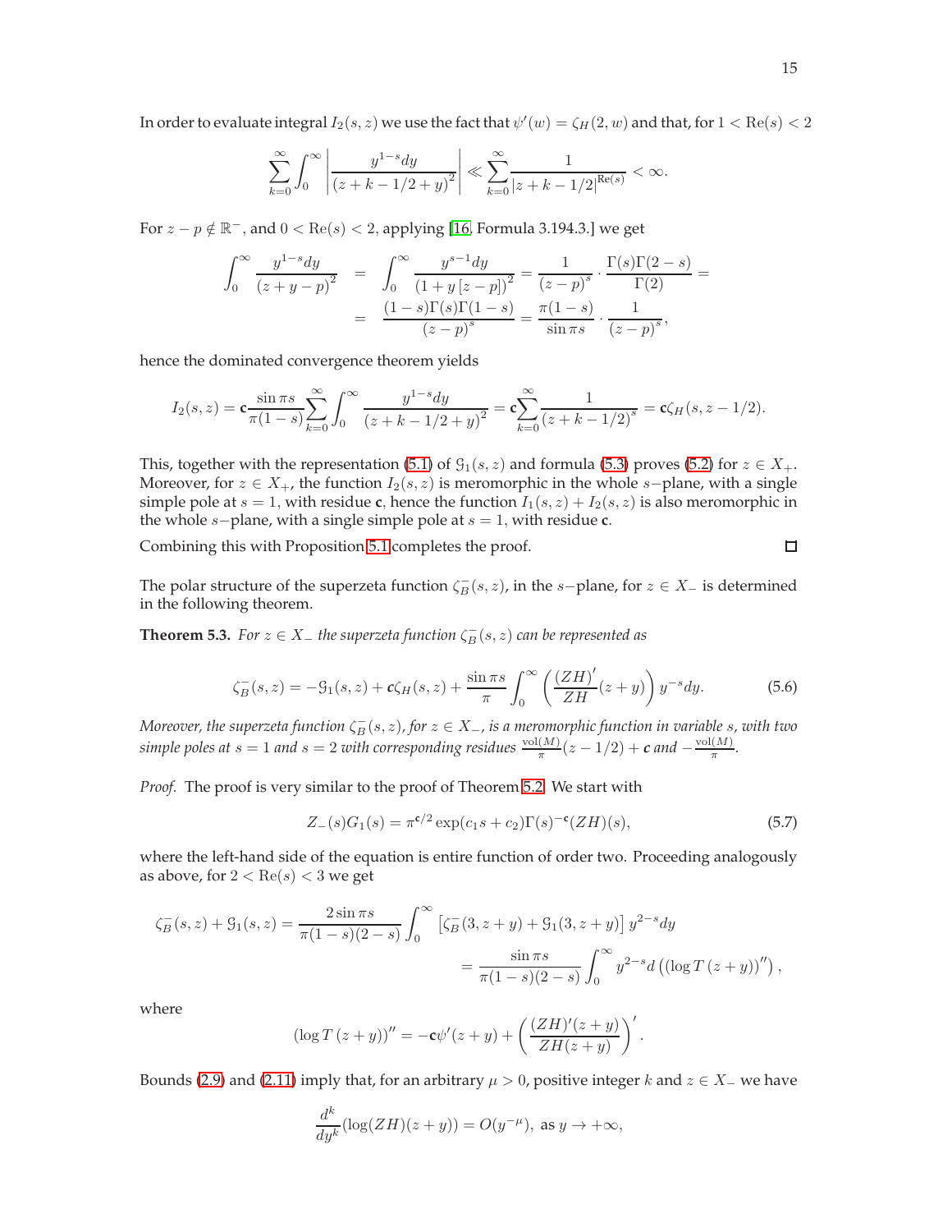In order to evaluate integral $I_2(s,z)$ we use the fact that $\psi'(w) = \zeta_H(2,w)$ and that, for $1 < \mathrm{Re}(s) < 2$

$$\sum_{k=0}^{\infty} \int_0^{\infty} \left| \frac{y^{1-s} dy}{(z+k-1/2+y)^2} \right| \ll \sum_{k=0}^{\infty} \frac{1}{|z+k-1/2|^{\mathrm{Re}(s)}} < \infty.$$

For $z - p \notin \mathbb{R}^-$, and $0 < \mathrm{Re}(s) < 2$, applying [16, Formula 3.194.3.] we get

$$\begin{aligned}
\int_0^{\infty} \frac{y^{1-s} dy}{(z+y-p)^2} &= \int_0^{\infty} \frac{y^{s-1} dy}{(1+y[z-p])^2} = \frac{1}{(z-p)^s} \cdot \frac{\Gamma(s)\Gamma(2-s)}{\Gamma(2)} = \\
&= \frac{(1-s)\Gamma(s)\Gamma(1-s)}{(z-p)^s} = \frac{\pi(1-s)}{\sin \pi s} \cdot \frac{1}{(z-p)^s},
\end{aligned}$$

hence the dominated convergence theorem yields

$$I_2(s,z) = \mathbf{c} \frac{\sin \pi s}{\pi(1-s)} \sum_{k=0}^{\infty} \int_0^{\infty} \frac{y^{1-s} dy}{(z+k-1/2+y)^2} = \mathbf{c} \sum_{k=0}^{\infty} \frac{1}{(z+k-1/2)^s} = \mathbf{c}\zeta_H(s, z-1/2).$$

This, together with the representation (5.1) of $\mathcal{G}_1(s,z)$ and formula (5.3) proves (5.2) for $z \in X_+$. Moreover, for $z \in X_+$, the function $I_2(s,z)$ is meromorphic in the whole $s-$plane, with a single simple pole at $s = 1$, with residue $\mathbf{c}$, hence the function $I_1(s,z) + I_2(s,z)$ is also meromorphic in the whole $s-$plane, with a single simple pole at $s = 1$, with residue $\mathbf{c}$.

Combining this with Proposition 5.1 completes the proof. □

The polar structure of the superzeta function $\zeta_B^-(s,z)$, in the $s-$plane, for $z \in X_-$ is determined in the following theorem.

**Theorem 5.3.** *For $z \in X_-$ the superzeta function $\zeta_B^-(s,z)$ can be represented as*

$$\zeta_B^-(s,z) = -\mathcal{G}_1(s,z) + \mathbf{c}\zeta_H(s,z) + \frac{\sin \pi s}{\pi} \int_0^{\infty} \left( \frac{(ZH)'}{ZH}(z+y) \right) y^{-s} dy. \tag{5.6}$$

*Moreover, the superzeta function $\zeta_B^-(s,z)$, for $z \in X_-$, is a meromorphic function in variable $s$, with two simple poles at $s = 1$ and $s = 2$ with corresponding residues $\frac{\mathrm{vol}(M)}{\pi}(z - 1/2) + \mathbf{c}$ and $-\frac{\mathrm{vol}(M)}{\pi}$.*

*Proof.* The proof is very similar to the proof of Theorem 5.2. We start with

$$Z_-(s)G_1(s) = \pi^{\mathbf{c}/2} \exp(c_1 s + c_2)\Gamma(s)^{-\mathbf{c}}(ZH)(s), \tag{5.7}$$

where the left-hand side of the equation is entire function of order two. Proceeding analogously as above, for $2 < \mathrm{Re}(s) < 3$ we get

$$\begin{aligned}
\zeta_B^-(s,z) + \mathcal{G}_1(s,z) &= \frac{2\sin \pi s}{\pi(1-s)(2-s)} \int_0^{\infty} \left[ \zeta_B^-(3, z+y) + \mathcal{G}_1(3, z+y) \right] y^{2-s} dy \\
&= \frac{\sin \pi s}{\pi(1-s)(2-s)} \int_0^{\infty} y^{2-s} d\left( (\log T(z+y))'' \right),
\end{aligned}$$

where

$$(\log T(z+y))'' = -\mathbf{c}\psi'(z+y) + \left( \frac{(ZH)'(z+y)}{ZH(z+y)} \right)'.$$

Bounds (2.9) and (2.11) imply that, for an arbitrary $\mu > 0$, positive integer $k$ and $z \in X_-$ we have

$$\frac{d^k}{dy^k}(\log(ZH)(z+y)) = O(y^{-\mu}), \text{ as } y \to +\infty,$$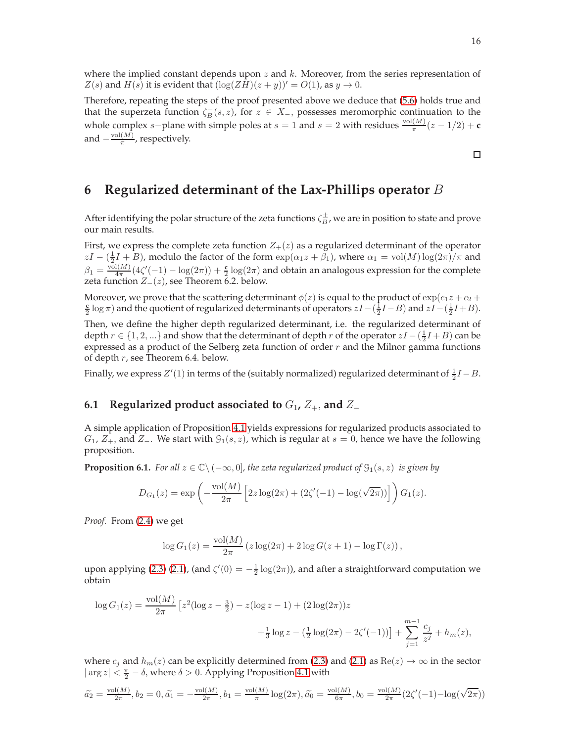where the implied constant depends upon $z$ and $k$. Moreover, from the series representation of $Z(s)$ and $H(s)$ it is evident that $(\log(ZH)(z+y))' = O(1)$, as $y \to 0$.

Therefore, repeating the steps of the proof presented above we deduce that (5.6) holds true and that the superzeta function $\zeta_B^-(s,z)$, for $z \in X_-$, possesses meromorphic continuation to the whole complex $s-$plane with simple poles at $s=1$ and $s=2$ with residues $\frac{\mathrm{vol}(M)}{\pi}(z-1/2)+\mathbf{c}$ and $-\frac{\mathrm{vol}(M)}{\pi}$, respectively.

□

# 6 Regularized determinant of the Lax-Phillips operator $B$

After identifying the polar structure of the zeta functions $\zeta_B^{\pm}$, we are in position to state and prove our main results.

First, we express the complete zeta function $Z_+(z)$ as a regularized determinant of the operator $zI - (\frac{1}{2}I + B)$, modulo the factor of the form $\exp(\alpha_1 z + \beta_1)$, where $\alpha_1 = \mathrm{vol}(M)\log(2\pi)/\pi$ and $\beta_1 = \frac{\mathrm{vol}(M)}{4\pi}(4\zeta'(-1) - \log(2\pi)) + \frac{\mathbf{c}}{2}\log(2\pi)$ and obtain an analogous expression for the complete zeta function $Z_-(z)$, see Theorem 6.2. below.

Moreover, we prove that the scattering determinant $\phi(z)$ is equal to the product of $\exp(c_1 z + c_2 + \frac{\mathbf{c}}{2}\log\pi)$ and the quotient of regularized determinants of operators $zI - (\frac{1}{2}I - B)$ and $zI - (\frac{1}{2}I + B)$.

Then, we define the higher depth regularized determinant, i.e. the regularized determinant of depth $r \in \{1,2,...\}$ and show that the determinant of depth $r$ of the operator $zI - (\frac{1}{2}I + B)$ can be expressed as a product of the Selberg zeta function of order $r$ and the Milnor gamma functions of depth $r$, see Theorem 6.4. below.

Finally, we express $Z'(1)$ in terms of the (suitably normalized) regularized determinant of $\frac{1}{2}I - B$.

## 6.1 Regularized product associated to $G_1$, $Z_+$, and $Z_-$

A simple application of Proposition 4.1 yields expressions for regularized products associated to $G_1$, $Z_+$, and $Z_-$. We start with $\mathcal{G}_1(s,z)$, which is regular at $s=0$, hence we have the following proposition.

**Proposition 6.1.** *For all $z \in \mathbb{C}\setminus(-\infty,0]$, the zeta regularized product of $\mathcal{G}_1(s,z)$ is given by*

$$D_{G_1}(z) = \exp\left(-\frac{\mathrm{vol}(M)}{2\pi}\left[2z\log(2\pi) + (2\zeta'(-1) - \log(\sqrt{2\pi}))\right]\right)G_1(z).$$

*Proof.* From (2.4) we get

$$\log G_1(z) = \frac{\mathrm{vol}(M)}{2\pi}\left(z\log(2\pi) + 2\log G(z+1) - \log\Gamma(z)\right),$$

upon applying (2.3) (2.1), (and $\zeta'(0) = -\frac{1}{2}\log(2\pi)$), and after a straightforward computation we obtain

$$\log G_1(z) = \frac{\mathrm{vol}(M)}{2\pi}\left[z^2(\log z - \tfrac{3}{2}) - z(\log z - 1) + (2\log(2\pi))z + \tfrac{1}{3}\log z - (\tfrac{1}{2}\log(2\pi) - 2\zeta'(-1))\right] + \sum_{j=1}^{m-1}\frac{c_j}{z^j} + h_m(z),$$

where $c_j$ and $h_m(z)$ can be explicitly determined from (2.3) and (2.1) as $\mathrm{Re}(z) \to \infty$ in the sector $|\arg z| < \frac{\pi}{2} - \delta$, where $\delta > 0$. Applying Proposition 4.1 with

$\widetilde{a_2} = \frac{\mathrm{vol}(M)}{2\pi}, b_2 = 0, \widetilde{a_1} = -\frac{\mathrm{vol}(M)}{2\pi}, b_1 = \frac{\mathrm{vol}(M)}{\pi}\log(2\pi), \widetilde{a_0} = \frac{\mathrm{vol}(M)}{6\pi}, b_0 = \frac{\mathrm{vol}(M)}{2\pi}(2\zeta'(-1) - \log(\sqrt{2\pi}))$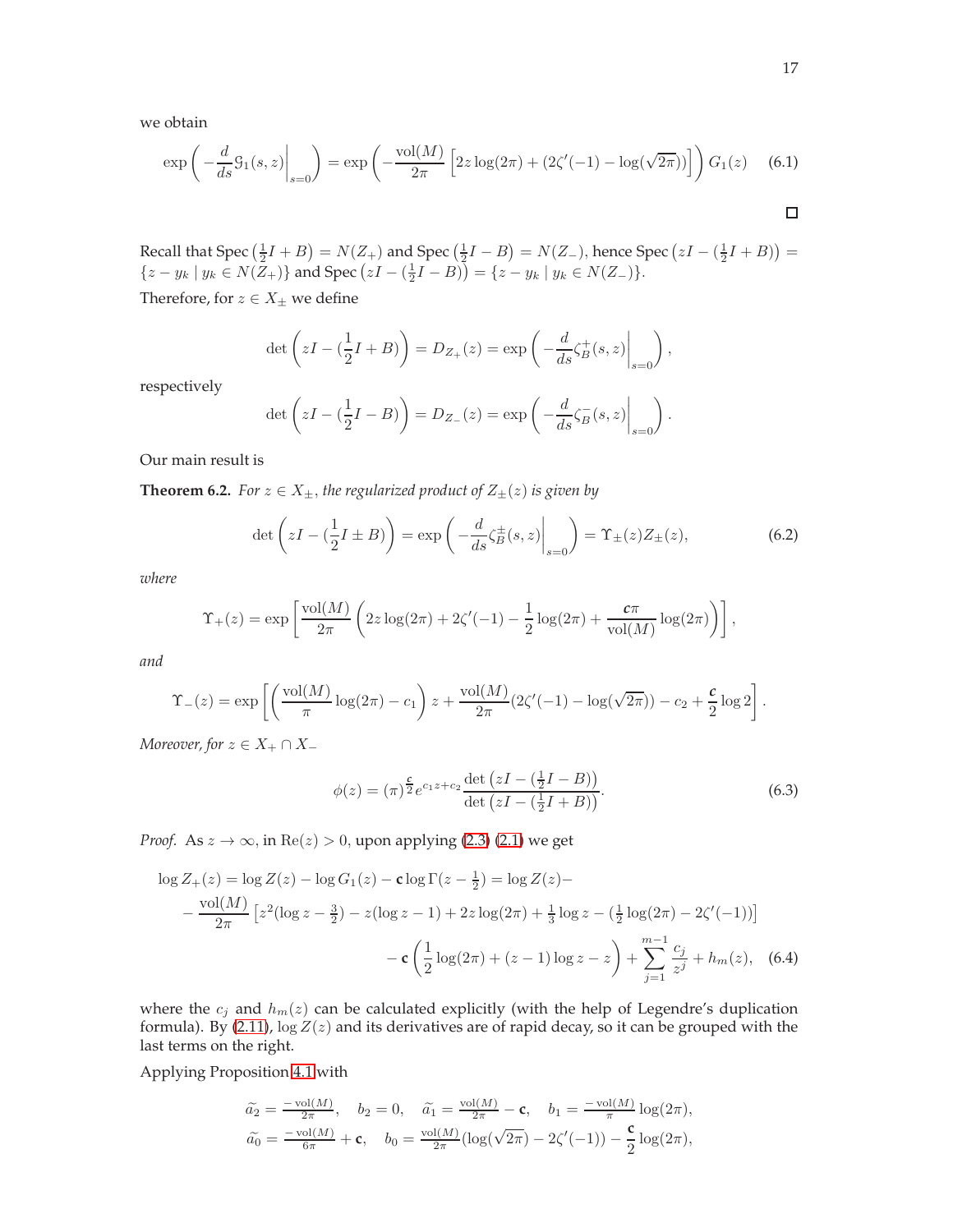we obtain

$$\exp\left(-\frac{d}{ds}\mathcal{G}_1(s,z)\bigg|_{s=0}\right) = \exp\left(-\frac{\mathrm{vol}(M)}{2\pi}\left[2z\log(2\pi) + (2\zeta'(-1) - \log(\sqrt{2\pi}))\right]\right) G_1(z) \tag{6.1}$$

□

Recall that $\mathrm{Spec}\left(\frac{1}{2}I + B\right) = N(Z_+)$ and $\mathrm{Spec}\left(\frac{1}{2}I - B\right) = N(Z_-)$, hence $\mathrm{Spec}\left(zI - (\frac{1}{2}I + B)\right) = \{z - y_k \mid y_k \in N(Z_+)\}$ and $\mathrm{Spec}\left(zI - (\frac{1}{2}I - B)\right) = \{z - y_k \mid y_k \in N(Z_-)\}$.

Therefore, for $z \in X_\pm$ we define

$$\det\left(zI - (\frac{1}{2}I + B)\right) = D_{Z_+}(z) = \exp\left(-\frac{d}{ds}\zeta_B^+(s,z)\bigg|_{s=0}\right),$$

respectively

$$\det\left(zI - (\frac{1}{2}I - B)\right) = D_{Z_-}(z) = \exp\left(-\frac{d}{ds}\zeta_B^-(s,z)\bigg|_{s=0}\right).$$

Our main result is

**Theorem 6.2.** *For $z \in X_\pm$, the regularized product of $Z_\pm(z)$ is given by*

$$\det\left(zI - (\frac{1}{2}I \pm B)\right) = \exp\left(-\frac{d}{ds}\zeta_B^\pm(s,z)\bigg|_{s=0}\right) = \Upsilon_\pm(z) Z_\pm(z), \tag{6.2}$$

*where*

$$\Upsilon_+(z) = \exp\left[\frac{\mathrm{vol}(M)}{2\pi}\left(2z\log(2\pi) + 2\zeta'(-1) - \frac{1}{2}\log(2\pi) + \frac{\mathfrak{c}\pi}{\mathrm{vol}(M)}\log(2\pi)\right)\right],$$

*and*

$$\Upsilon_-(z) = \exp\left[\left(\frac{\mathrm{vol}(M)}{\pi}\log(2\pi) - c_1\right)z + \frac{\mathrm{vol}(M)}{2\pi}(2\zeta'(-1) - \log(\sqrt{2\pi})) - c_2 + \frac{\mathfrak{c}}{2}\log 2\right].$$

*Moreover, for $z \in X_+ \cap X_-$*

$$\phi(z) = (\pi)^{\frac{\mathfrak{c}}{2}} e^{c_1 z + c_2} \frac{\det\left(zI - (\frac{1}{2}I - B)\right)}{\det\left(zI - (\frac{1}{2}I + B)\right)}. \tag{6.3}$$

*Proof.* As $z \to \infty$, in $\mathrm{Re}(z) > 0$, upon applying (2.3) (2.1) we get

$$\begin{aligned}
\log Z_+(z) &= \log Z(z) - \log G_1(z) - \mathbf{c}\log\Gamma(z - \tfrac{1}{2}) = \log Z(z) - \\
&- \frac{\mathrm{vol}(M)}{2\pi}\left[z^2(\log z - \tfrac{3}{2}) - z(\log z - 1) + 2z\log(2\pi) + \tfrac{1}{3}\log z - (\tfrac{1}{2}\log(2\pi) - 2\zeta'(-1))\right] \\
&\qquad - \mathbf{c}\left(\frac{1}{2}\log(2\pi) + (z-1)\log z - z\right) + \sum_{j=1}^{m-1}\frac{c_j}{z^j} + h_m(z),
\end{aligned} \tag{6.4}$$

where the $c_j$ and $h_m(z)$ can be calculated explicitly (with the help of Legendre's duplication formula). By (2.11), $\log Z(z)$ and its derivatives are of rapid decay, so it can be grouped with the last terms on the right.

Applying Proposition 4.1 with

$$\widetilde{a_2} = \tfrac{-\mathrm{vol}(M)}{2\pi}, \quad b_2 = 0, \quad \widetilde{a_1} = \tfrac{\mathrm{vol}(M)}{2\pi} - \mathbf{c}, \quad b_1 = \tfrac{-\mathrm{vol}(M)}{\pi}\log(2\pi),$$
$$\widetilde{a_0} = \tfrac{-\mathrm{vol}(M)}{6\pi} + \mathbf{c}, \quad b_0 = \tfrac{\mathrm{vol}(M)}{2\pi}(\log(\sqrt{2\pi}) - 2\zeta'(-1)) - \frac{\mathbf{c}}{2}\log(2\pi),$$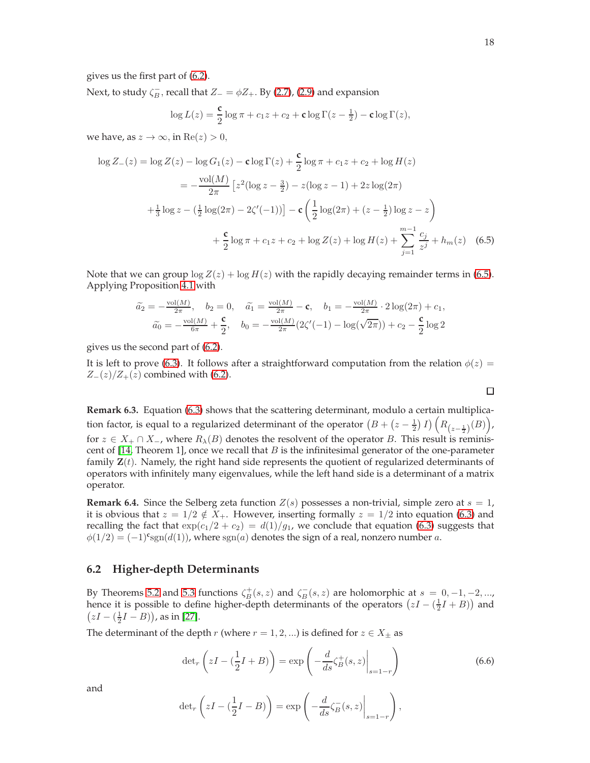gives us the first part of (6.2).

Next, to study $\zeta_B^-$, recall that $Z_- = \phi Z_+$. By (2.7), (2.9) and expansion

$$\log L(z) = \frac{\mathfrak{c}}{2}\log\pi + c_1 z + c_2 + \mathfrak{c}\log\Gamma(z-\tfrac{1}{2}) - \mathfrak{c}\log\Gamma(z),$$

we have, as $z\to\infty$, in $\mathrm{Re}(z)>0$,

$$\begin{aligned}
\log Z_-(z) &= \log Z(z) - \log G_1(z) - \mathfrak{c}\log\Gamma(z) + \frac{\mathfrak{c}}{2}\log\pi + c_1 z + c_2 + \log H(z)\\
&= -\frac{\mathrm{vol}(M)}{2\pi}\left[z^2(\log z - \tfrac{3}{2}) - z(\log z - 1) + 2z\log(2\pi)\right.\\
&\left.+\tfrac{1}{3}\log z - (\tfrac{1}{2}\log(2\pi) - 2\zeta'(-1))\right] - \mathfrak{c}\left(\frac{1}{2}\log(2\pi) + (z-\tfrac{1}{2})\log z - z\right)\\
&\quad + \frac{\mathfrak{c}}{2}\log\pi + c_1 z + c_2 + \log Z(z) + \log H(z) + \sum_{j=1}^{m-1}\frac{c_j}{z^j} + h_m(z)
\end{aligned} \tag{6.5}$$

Note that we can group $\log Z(z) + \log H(z)$ with the rapidly decaying remainder terms in (6.5). Applying Proposition 4.1 with

$$\widetilde{a_2} = -\tfrac{\mathrm{vol}(M)}{2\pi},\quad b_2 = 0,\quad \widetilde{a_1} = \tfrac{\mathrm{vol}(M)}{2\pi} - \mathfrak{c},\quad b_1 = -\tfrac{\mathrm{vol}(M)}{2\pi}\cdot 2\log(2\pi) + c_1,$$
$$\widetilde{a_0} = -\tfrac{\mathrm{vol}(M)}{6\pi} + \frac{\mathfrak{c}}{2},\quad b_0 = -\tfrac{\mathrm{vol}(M)}{2\pi}(2\zeta'(-1) - \log(\sqrt{2\pi})) + c_2 - \frac{\mathfrak{c}}{2}\log 2$$

gives us the second part of (6.2).

It is left to prove (6.3). It follows after a straightforward computation from the relation $\phi(z) = Z_-(z)/Z_+(z)$ combined with (6.2).

∎

**Remark 6.3.** Equation (6.3) shows that the scattering determinant, modulo a certain multiplication factor, is equal to a regularized determinant of the operator $\left(B + (z-\frac{1}{2})\,I\right)\left(R_{(z-\frac{1}{2})}(B)\right)$, for $z \in X_+ \cap X_-$, where $R_\lambda(B)$ denotes the resolvent of the operator $B$. This result is reminiscent of [14, Theorem 1], once we recall that $B$ is the infinitesimal generator of the one-parameter family $\mathbf{Z}(t)$. Namely, the right hand side represents the quotient of regularized determinants of operators with infinitely many eigenvalues, while the left hand side is a determinant of a matrix operator.

**Remark 6.4.** Since the Selberg zeta function $Z(s)$ possesses a non-trivial, simple zero at $s=1$, it is obvious that $z = 1/2 \notin X_+$. However, inserting formally $z = 1/2$ into equation (6.3) and recalling the fact that $\exp(c_1/2 + c_2) = d(1)/g_1$, we conclude that equation (6.3) suggests that $\phi(1/2) = (-1)^{\mathfrak{c}}\mathrm{sgn}(d(1))$, where $\mathrm{sgn}(a)$ denotes the sign of a real, nonzero number $a$.

## 6.2 Higher-depth Determinants

By Theorems 5.2 and 5.3 functions $\zeta_B^+(s,z)$ and $\zeta_B^-(s,z)$ are holomorphic at $s = 0,-1,-2,\ldots$, hence it is possible to define higher-depth determinants of the operators $\left(zI - (\frac{1}{2}I + B)\right)$ and $\left(zI - (\frac{1}{2}I - B)\right)$, as in [27].

The determinant of the depth $r$ (where $r = 1,2,\ldots$) is defined for $z \in X_\pm$ as

$$\det_r\left(zI - (\frac{1}{2}I + B)\right) = \exp\left(-\frac{d}{ds}\zeta_B^+(s,z)\Big|_{s=1-r}\right) \tag{6.6}$$

and

$$\det_r\left(zI - (\frac{1}{2}I - B)\right) = \exp\left(-\frac{d}{ds}\zeta_B^-(s,z)\Big|_{s=1-r}\right),$$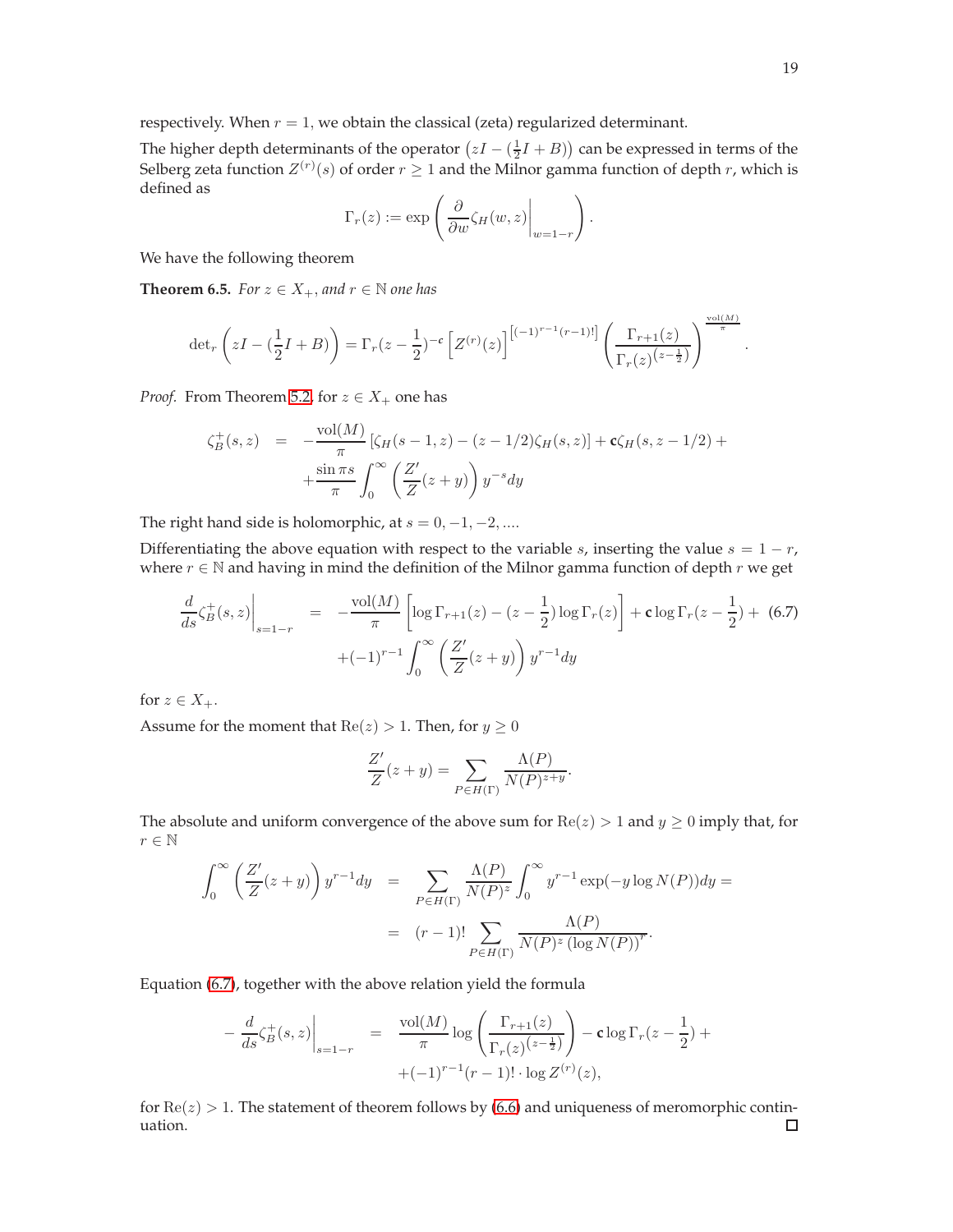respectively. When $r = 1$, we obtain the classical (zeta) regularized determinant.

The higher depth determinants of the operator $\left(zI - (\frac{1}{2}I + B)\right)$ can be expressed in terms of the Selberg zeta function $Z^{(r)}(s)$ of order $r \geq 1$ and the Milnor gamma function of depth $r$, which is defined as

$$\Gamma_r(z) := \exp\left( \frac{\partial}{\partial w} \zeta_H(w, z)\bigg|_{w=1-r} \right).$$

We have the following theorem

**Theorem 6.5.** *For $z \in X_+$, and $r \in \mathbb{N}$ one has*

$$\det{}_r\left(zI - (\frac{1}{2}I + B)\right) = \Gamma_r(z - \frac{1}{2})^{-\mathfrak{c}} \left[ Z^{(r)}(z) \right]^{\left[(-1)^{r-1}(r-1)!\right]} \left( \frac{\Gamma_{r+1}(z)}{\Gamma_r(z)^{\left(z - \frac{1}{2}\right)}} \right)^{\frac{\mathrm{vol}(M)}{\pi}}.$$

*Proof.* From Theorem 5.2, for $z \in X_+$ one has

$$\begin{aligned} \zeta_B^+(s, z) &= -\frac{\mathrm{vol}(M)}{\pi} \left[ \zeta_H(s-1, z) - (z - 1/2)\zeta_H(s, z) \right] + \mathfrak{c}\zeta_H(s, z - 1/2) + \\ &+ \frac{\sin \pi s}{\pi} \int_0^\infty \left( \frac{Z'}{Z}(z + y) \right) y^{-s} dy \end{aligned}$$

The right hand side is holomorphic, at $s = 0, -1, -2, \ldots$.

Differentiating the above equation with respect to the variable $s$, inserting the value $s = 1 - r$, where $r \in \mathbb{N}$ and having in mind the definition of the Milnor gamma function of depth $r$ we get

$$\begin{aligned} \frac{d}{ds}\zeta_B^+(s, z)\bigg|_{s=1-r} &= -\frac{\mathrm{vol}(M)}{\pi} \left[ \log \Gamma_{r+1}(z) - (z - \frac{1}{2}) \log \Gamma_r(z) \right] + \mathfrak{c} \log \Gamma_r(z - \frac{1}{2}) + \\ &\quad + (-1)^{r-1} \int_0^\infty \left( \frac{Z'}{Z}(z + y) \right) y^{r-1} dy \end{aligned} \tag{6.7}$$

for $z \in X_+$.

Assume for the moment that $\mathrm{Re}(z) > 1$. Then, for $y \geq 0$

$$\frac{Z'}{Z}(z + y) = \sum_{P \in H(\Gamma)} \frac{\Lambda(P)}{N(P)^{z+y}}.$$

The absolute and uniform convergence of the above sum for $\mathrm{Re}(z) > 1$ and $y \geq 0$ imply that, for $r \in \mathbb{N}$

$$\begin{aligned} \int_0^\infty \left( \frac{Z'}{Z}(z + y) \right) y^{r-1} dy &= \sum_{P \in H(\Gamma)} \frac{\Lambda(P)}{N(P)^z} \int_0^\infty y^{r-1} \exp(-y \log N(P)) dy = \\ &= (r-1)! \sum_{P \in H(\Gamma)} \frac{\Lambda(P)}{N(P)^z \left(\log N(P)\right)^r}. \end{aligned}$$

Equation (6.7), together with the above relation yield the formula

$$\begin{aligned} -\frac{d}{ds}\zeta_B^+(s, z)\bigg|_{s=1-r} &= \frac{\mathrm{vol}(M)}{\pi} \log \left( \frac{\Gamma_{r+1}(z)}{\Gamma_r(z)^{\left(z - \frac{1}{2}\right)}} \right) - \mathfrak{c} \log \Gamma_r(z - \frac{1}{2}) + \\ &\quad + (-1)^{r-1}(r-1)! \cdot \log Z^{(r)}(z), \end{aligned}$$

for $\mathrm{Re}(z) > 1$. The statement of theorem follows by (6.6) and uniqueness of meromorphic continuation. $\square$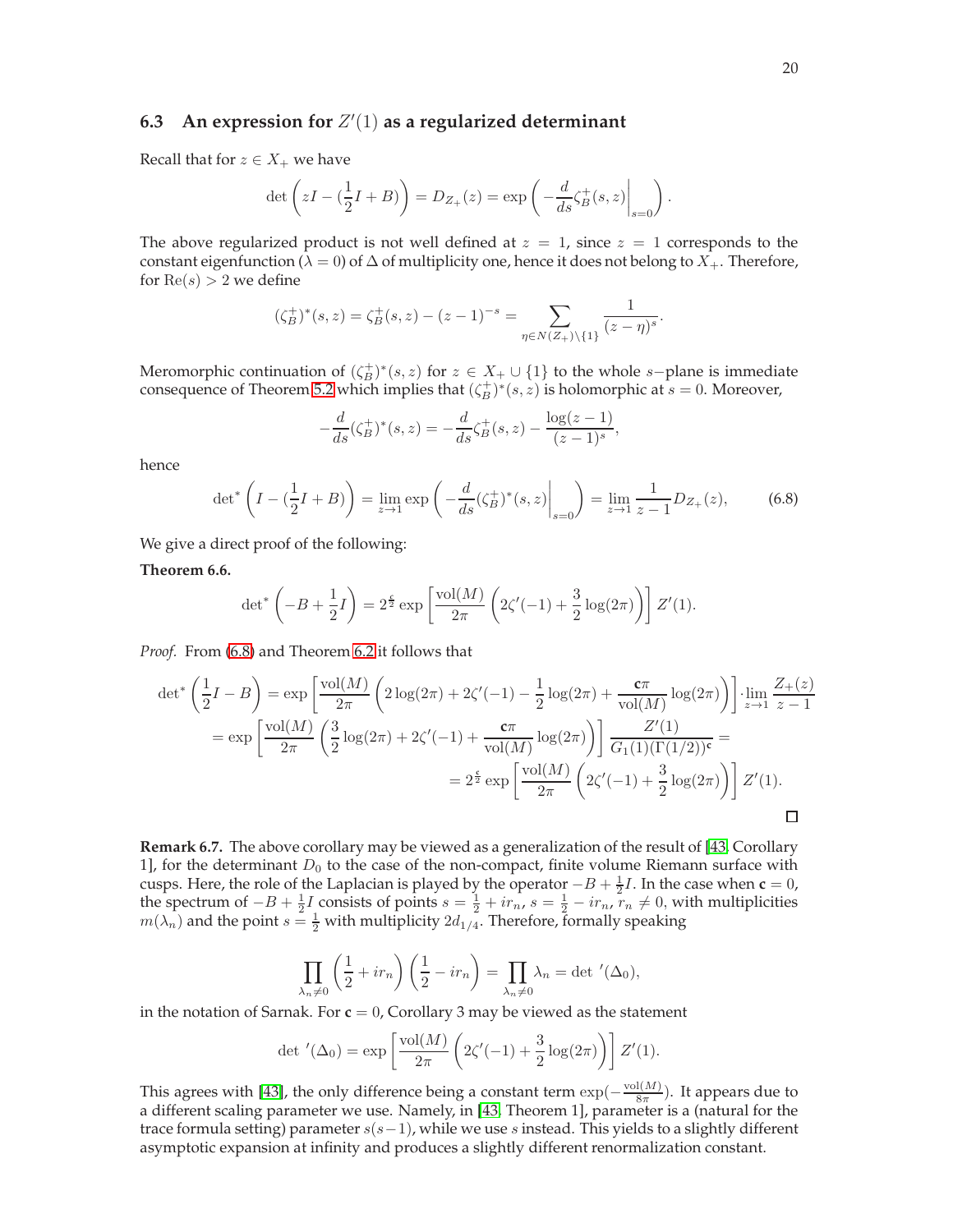### 6.3 An expression for $Z'(1)$ as a regularized determinant

Recall that for $z \in X_+$ we have

$$\det\left(zI - (\frac{1}{2}I + B)\right) = D_{Z_+}(z) = \exp\left(-\frac{d}{ds}\zeta_B^+(s,z)\Big|_{s=0}\right).$$

The above regularized product is not well defined at $z = 1$, since $z = 1$ corresponds to the constant eigenfunction ($\lambda = 0$) of $\Delta$ of multiplicity one, hence it does not belong to $X_+$. Therefore, for $\mathrm{Re}(s) > 2$ we define

$$(\zeta_B^+)^*(s,z) = \zeta_B^+(s,z) - (z-1)^{-s} = \sum_{\eta \in N(Z_+)\setminus\{1\}} \frac{1}{(z-\eta)^s}.$$

Meromorphic continuation of $(\zeta_B^+)^*(s,z)$ for $z \in X_+ \cup \{1\}$ to the whole $s-$plane is immediate consequence of Theorem 5.2 which implies that $(\zeta_B^+)^*(s,z)$ is holomorphic at $s = 0$. Moreover,

$$-\frac{d}{ds}(\zeta_B^+)^*(s,z) = -\frac{d}{ds}\zeta_B^+(s,z) - \frac{\log(z-1)}{(z-1)^s},$$

hence

$$\det{}^*\left(I - (\frac{1}{2}I + B)\right) = \lim_{z\to 1}\exp\left(-\frac{d}{ds}(\zeta_B^+)^*(s,z)\Big|_{s=0}\right) = \lim_{z\to 1}\frac{1}{z-1}D_{Z_+}(z), \tag{6.8}$$

We give a direct proof of the following:

**Theorem 6.6.**

$$\det{}^*\left(-B + \frac{1}{2}I\right) = 2^{\frac{\mathfrak{c}}{2}}\exp\left[\frac{\mathrm{vol}(M)}{2\pi}\left(2\zeta'(-1) + \frac{3}{2}\log(2\pi)\right)\right]Z'(1).$$

*Proof.* From (6.8) and Theorem 6.2 it follows that

$$\begin{aligned}
\det{}^*\left(\frac{1}{2}I - B\right) &= \exp\left[\frac{\mathrm{vol}(M)}{2\pi}\left(2\log(2\pi) + 2\zeta'(-1) - \frac{1}{2}\log(2\pi) + \frac{\mathfrak{c}\pi}{\mathrm{vol}(M)}\log(2\pi)\right)\right]\cdot \lim_{z\to 1}\frac{Z_+(z)}{z-1} \\
&= \exp\left[\frac{\mathrm{vol}(M)}{2\pi}\left(\frac{3}{2}\log(2\pi) + 2\zeta'(-1) + \frac{\mathfrak{c}\pi}{\mathrm{vol}(M)}\log(2\pi)\right)\right]\frac{Z'(1)}{G_1(1)(\Gamma(1/2))^{\mathfrak{c}}} = \\
&= 2^{\frac{\mathfrak{c}}{2}}\exp\left[\frac{\mathrm{vol}(M)}{2\pi}\left(2\zeta'(-1) + \frac{3}{2}\log(2\pi)\right)\right]Z'(1).
\end{aligned}$$

□

**Remark 6.7.** The above corollary may be viewed as a generalization of the result of [43, Corollary 1], for the determinant $D_0$ to the case of the non-compact, finite volume Riemann surface with cusps. Here, the role of the Laplacian is played by the operator $-B + \frac{1}{2}I$. In the case when $\mathfrak{c} = 0$, the spectrum of $-B + \frac{1}{2}I$ consists of points $s = \frac{1}{2} + ir_n$, $s = \frac{1}{2} - ir_n$, $r_n \neq 0$, with multiplicities $m(\lambda_n)$ and the point $s = \frac{1}{2}$ with multiplicity $2d_{1/4}$. Therefore, formally speaking

$$\prod_{\lambda_n \neq 0}\left(\frac{1}{2} + ir_n\right)\left(\frac{1}{2} - ir_n\right) = \prod_{\lambda_n \neq 0}\lambda_n = \det{}'(\Delta_0),$$

in the notation of Sarnak. For $\mathfrak{c} = 0$, Corollary 3 may be viewed as the statement

$$\det{}'(\Delta_0) = \exp\left[\frac{\mathrm{vol}(M)}{2\pi}\left(2\zeta'(-1) + \frac{3}{2}\log(2\pi)\right)\right]Z'(1).$$

This agrees with [43], the only difference being a constant term $\exp(-\frac{\mathrm{vol}(M)}{8\pi})$. It appears due to a different scaling parameter we use. Namely, in [43, Theorem 1], parameter is a (natural for the trace formula setting) parameter $s(s-1)$, while we use $s$ instead. This yields to a slightly different asymptotic expansion at infinity and produces a slightly different renormalization constant.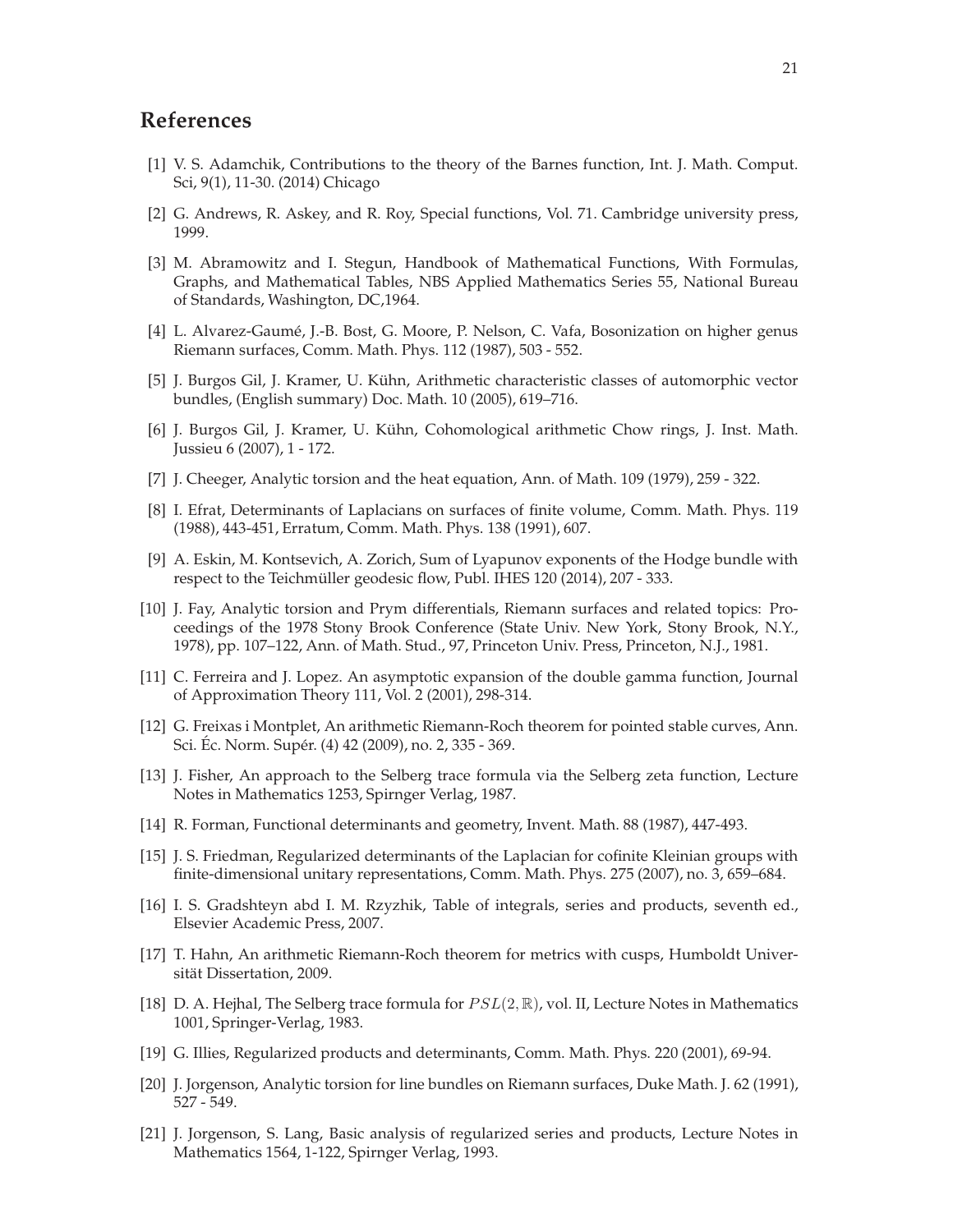## References

[1] V. S. Adamchik, Contributions to the theory of the Barnes function, Int. J. Math. Comput. Sci, 9(1), 11-30. (2014) Chicago

[2] G. Andrews, R. Askey, and R. Roy, Special functions, Vol. 71. Cambridge university press, 1999.

[3] M. Abramowitz and I. Stegun, Handbook of Mathematical Functions, With Formulas, Graphs, and Mathematical Tables, NBS Applied Mathematics Series 55, National Bureau of Standards, Washington, DC,1964.

[4] L. Alvarez-Gaumé, J.-B. Bost, G. Moore, P. Nelson, C. Vafa, Bosonization on higher genus Riemann surfaces, Comm. Math. Phys. 112 (1987), 503 - 552.

[5] J. Burgos Gil, J. Kramer, U. Kühn, Arithmetic characteristic classes of automorphic vector bundles, (English summary) Doc. Math. 10 (2005), 619–716.

[6] J. Burgos Gil, J. Kramer, U. Kühn, Cohomological arithmetic Chow rings, J. Inst. Math. Jussieu 6 (2007), 1 - 172.

[7] J. Cheeger, Analytic torsion and the heat equation, Ann. of Math. 109 (1979), 259 - 322.

[8] I. Efrat, Determinants of Laplacians on surfaces of finite volume, Comm. Math. Phys. 119 (1988), 443-451, Erratum, Comm. Math. Phys. 138 (1991), 607.

[9] A. Eskin, M. Kontsevich, A. Zorich, Sum of Lyapunov exponents of the Hodge bundle with respect to the Teichmüller geodesic flow, Publ. IHES 120 (2014), 207 - 333.

[10] J. Fay, Analytic torsion and Prym differentials, Riemann surfaces and related topics: Proceedings of the 1978 Stony Brook Conference (State Univ. New York, Stony Brook, N.Y., 1978), pp. 107–122, Ann. of Math. Stud., 97, Princeton Univ. Press, Princeton, N.J., 1981.

[11] C. Ferreira and J. Lopez. An asymptotic expansion of the double gamma function, Journal of Approximation Theory 111, Vol. 2 (2001), 298-314.

[12] G. Freixas i Montplet, An arithmetic Riemann-Roch theorem for pointed stable curves, Ann. Sci. Éc. Norm. Supér. (4) 42 (2009), no. 2, 335 - 369.

[13] J. Fisher, An approach to the Selberg trace formula via the Selberg zeta function, Lecture Notes in Mathematics 1253, Spirnger Verlag, 1987.

[14] R. Forman, Functional determinants and geometry, Invent. Math. 88 (1987), 447-493.

[15] J. S. Friedman, Regularized determinants of the Laplacian for cofinite Kleinian groups with finite-dimensional unitary representations, Comm. Math. Phys. 275 (2007), no. 3, 659–684.

[16] I. S. Gradshteyn abd I. M. Rzyzhik, Table of integrals, series and products, seventh ed., Elsevier Academic Press, 2007.

[17] T. Hahn, An arithmetic Riemann-Roch theorem for metrics with cusps, Humboldt Universität Dissertation, 2009.

[18] D. A. Hejhal, The Selberg trace formula for $PSL(2, \mathbb{R})$, vol. II, Lecture Notes in Mathematics 1001, Springer-Verlag, 1983.

[19] G. Illies, Regularized products and determinants, Comm. Math. Phys. 220 (2001), 69-94.

[20] J. Jorgenson, Analytic torsion for line bundles on Riemann surfaces, Duke Math. J. 62 (1991), 527 - 549.

[21] J. Jorgenson, S. Lang, Basic analysis of regularized series and products, Lecture Notes in Mathematics 1564, 1-122, Spirnger Verlag, 1993.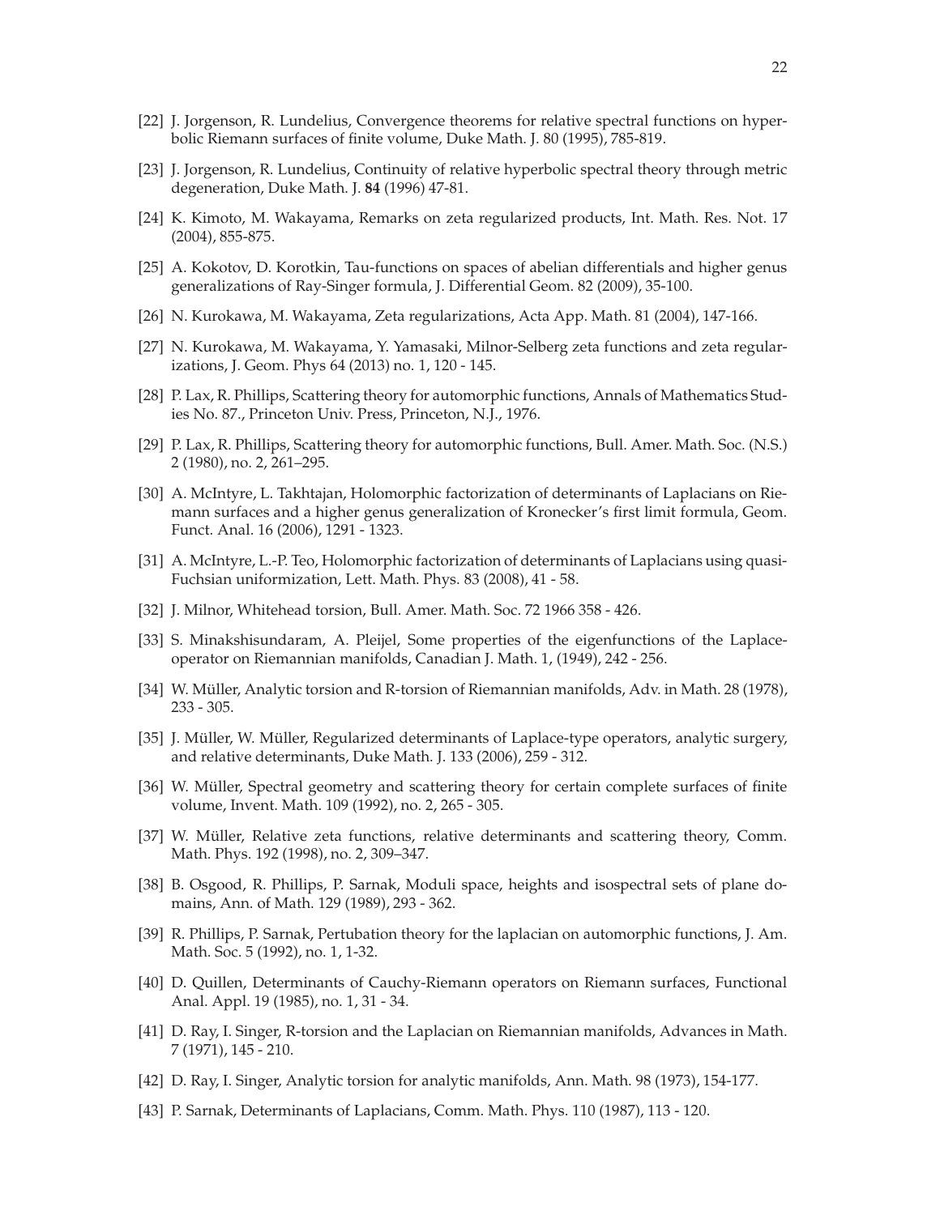[22] J. Jorgenson, R. Lundelius, Convergence theorems for relative spectral functions on hyperbolic Riemann surfaces of finite volume, Duke Math. J. 80 (1995), 785-819.

[23] J. Jorgenson, R. Lundelius, Continuity of relative hyperbolic spectral theory through metric degeneration, Duke Math. J. **84** (1996) 47-81.

[24] K. Kimoto, M. Wakayama, Remarks on zeta regularized products, Int. Math. Res. Not. 17 (2004), 855-875.

[25] A. Kokotov, D. Korotkin, Tau-functions on spaces of abelian differentials and higher genus generalizations of Ray-Singer formula, J. Differential Geom. 82 (2009), 35-100.

[26] N. Kurokawa, M. Wakayama, Zeta regularizations, Acta App. Math. 81 (2004), 147-166.

[27] N. Kurokawa, M. Wakayama, Y. Yamasaki, Milnor-Selberg zeta functions and zeta regularizations, J. Geom. Phys 64 (2013) no. 1, 120 - 145.

[28] P. Lax, R. Phillips, Scattering theory for automorphic functions, Annals of Mathematics Studies No. 87., Princeton Univ. Press, Princeton, N.J., 1976.

[29] P. Lax, R. Phillips, Scattering theory for automorphic functions, Bull. Amer. Math. Soc. (N.S.) 2 (1980), no. 2, 261–295.

[30] A. McIntyre, L. Takhtajan, Holomorphic factorization of determinants of Laplacians on Riemann surfaces and a higher genus generalization of Kronecker's first limit formula, Geom. Funct. Anal. 16 (2006), 1291 - 1323.

[31] A. McIntyre, L.-P. Teo, Holomorphic factorization of determinants of Laplacians using quasi-Fuchsian uniformization, Lett. Math. Phys. 83 (2008), 41 - 58.

[32] J. Milnor, Whitehead torsion, Bull. Amer. Math. Soc. 72 1966 358 - 426.

[33] S. Minakshisundaram, A. Pleijel, Some properties of the eigenfunctions of the Laplace-operator on Riemannian manifolds, Canadian J. Math. 1, (1949), 242 - 256.

[34] W. Müller, Analytic torsion and R-torsion of Riemannian manifolds, Adv. in Math. 28 (1978), 233 - 305.

[35] J. Müller, W. Müller, Regularized determinants of Laplace-type operators, analytic surgery, and relative determinants, Duke Math. J. 133 (2006), 259 - 312.

[36] W. Müller, Spectral geometry and scattering theory for certain complete surfaces of finite volume, Invent. Math. 109 (1992), no. 2, 265 - 305.

[37] W. Müller, Relative zeta functions, relative determinants and scattering theory, Comm. Math. Phys. 192 (1998), no. 2, 309–347.

[38] B. Osgood, R. Phillips, P. Sarnak, Moduli space, heights and isospectral sets of plane domains, Ann. of Math. 129 (1989), 293 - 362.

[39] R. Phillips, P. Sarnak, Pertubation theory for the laplacian on automorphic functions, J. Am. Math. Soc. 5 (1992), no. 1, 1-32.

[40] D. Quillen, Determinants of Cauchy-Riemann operators on Riemann surfaces, Functional Anal. Appl. 19 (1985), no. 1, 31 - 34.

[41] D. Ray, I. Singer, R-torsion and the Laplacian on Riemannian manifolds, Advances in Math. 7 (1971), 145 - 210.

[42] D. Ray, I. Singer, Analytic torsion for analytic manifolds, Ann. Math. 98 (1973), 154-177.

[43] P. Sarnak, Determinants of Laplacians, Comm. Math. Phys. 110 (1987), 113 - 120.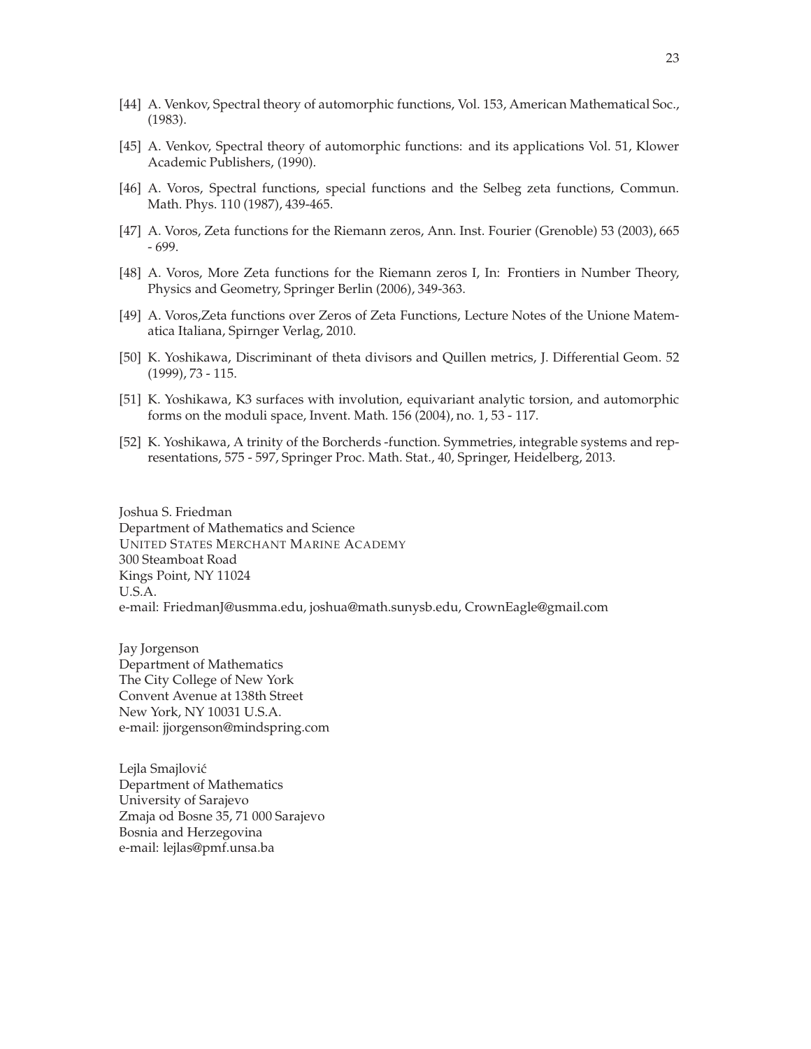[44] A. Venkov, Spectral theory of automorphic functions, Vol. 153, American Mathematical Soc., (1983).

[45] A. Venkov, Spectral theory of automorphic functions: and its applications Vol. 51, Klower Academic Publishers, (1990).

[46] A. Voros, Spectral functions, special functions and the Selbeg zeta functions, Commun. Math. Phys. 110 (1987), 439-465.

[47] A. Voros, Zeta functions for the Riemann zeros, Ann. Inst. Fourier (Grenoble) 53 (2003), 665 - 699.

[48] A. Voros, More Zeta functions for the Riemann zeros I, In: Frontiers in Number Theory, Physics and Geometry, Springer Berlin (2006), 349-363.

[49] A. Voros,Zeta functions over Zeros of Zeta Functions, Lecture Notes of the Unione Matematica Italiana, Spirnger Verlag, 2010.

[50] K. Yoshikawa, Discriminant of theta divisors and Quillen metrics, J. Differential Geom. 52 (1999), 73 - 115.

[51] K. Yoshikawa, K3 surfaces with involution, equivariant analytic torsion, and automorphic forms on the moduli space, Invent. Math. 156 (2004), no. 1, 53 - 117.

[52] K. Yoshikawa, A trinity of the Borcherds -function. Symmetries, integrable systems and representations, 575 - 597, Springer Proc. Math. Stat., 40, Springer, Heidelberg, 2013.

Joshua S. Friedman
Department of Mathematics and Science
UNITED STATES MERCHANT MARINE ACADEMY
300 Steamboat Road
Kings Point, NY 11024
U.S.A.
e-mail: FriedmanJ@usmma.edu, joshua@math.sunysb.edu, CrownEagle@gmail.com

Jay Jorgenson
Department of Mathematics
The City College of New York
Convent Avenue at 138th Street
New York, NY 10031 U.S.A.
e-mail: jjorgenson@mindspring.com

Lejla Smajlović
Department of Mathematics
University of Sarajevo
Zmaja od Bosne 35, 71 000 Sarajevo
Bosnia and Herzegovina
e-mail: lejlas@pmf.unsa.ba